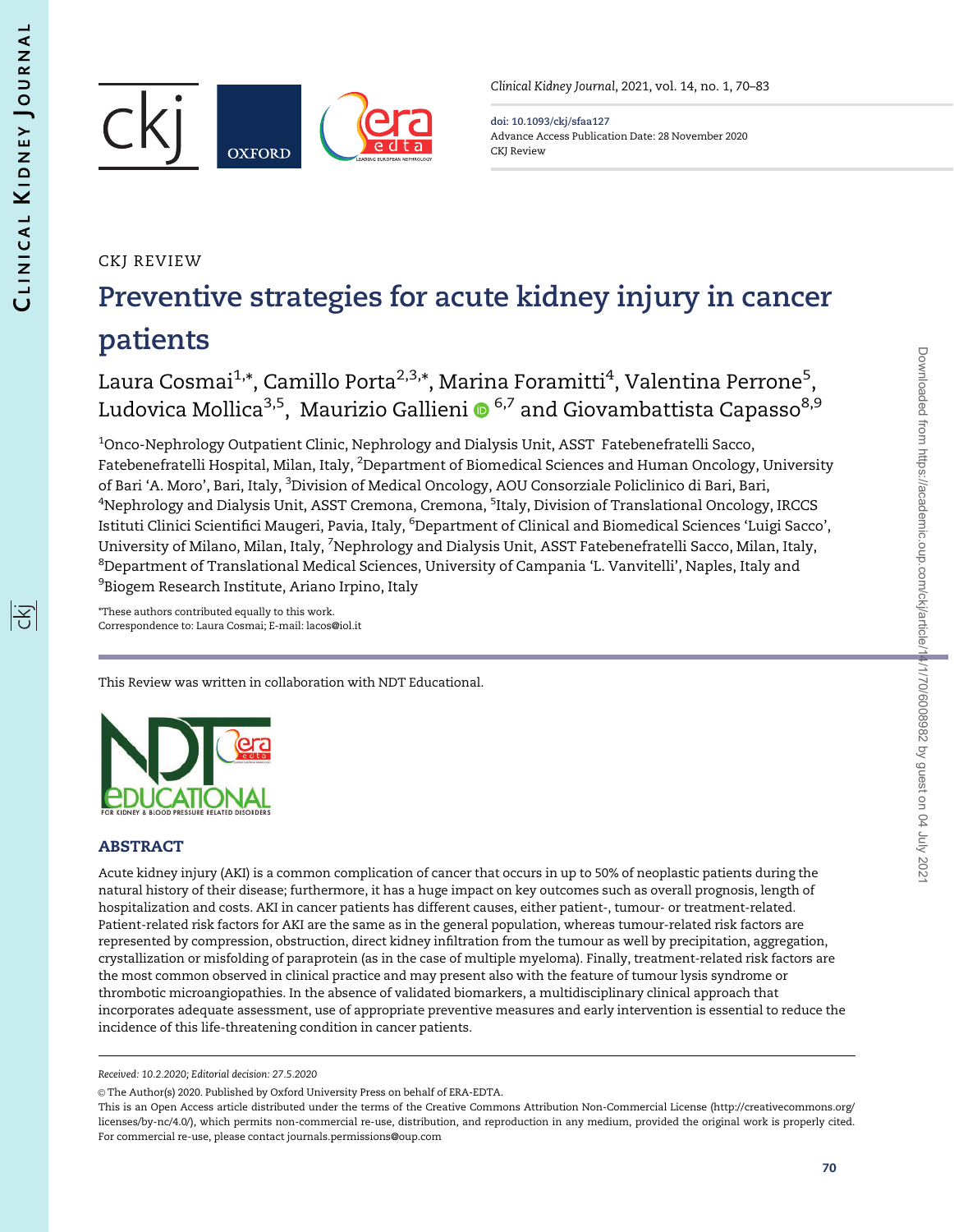CKJ REVIEW

# Preventive strategies for acute kidney injury in cancer patients

Laura Cosmai[1,*], Camillo Porta[2,3,*], Marina Foramitti[4], Valentina Perrone[5], Ludovica Mollica[3,5], Maurizio Gallieni[6,7] and Giovambattista Capasso[8,9]

[1]Onco-Nephrology Outpatient Clinic, Nephrology and Dialysis Unit, ASST Fatebenefratelli Sacco, Fatebenefratelli Hospital, Milan, Italy, [2]Department of Biomedical Sciences and Human Oncology, University of Bari 'A. Moro', Bari, Italy, [3]Division of Medical Oncology, AOU Consorziale Policlinico di Bari, Bari, [4]Nephrology and Dialysis Unit, ASST Cremona, Cremona, [5]Italy, Division of Translational Oncology, IRCCS Istituti Clinici Scientifici Maugeri, Pavia, Italy, [6]Department of Clinical and Biomedical Sciences 'Luigi Sacco', University of Milano, Milan, Italy, [7]Nephrology and Dialysis Unit, ASST Fatebenefratelli Sacco, Milan, Italy, [8]Department of Translational Medical Sciences, University of Campania 'L. Vanvitelli', Naples, Italy and [9]Biogem Research Institute, Ariano Irpino, Italy

*These authors contributed equally to this work.
Correspondence to: Laura Cosmai; E-mail: lacos@iol.it

This Review was written in collaboration with NDT Educational.

## ABSTRACT

Acute kidney injury (AKI) is a common complication of cancer that occurs in up to 50% of neoplastic patients during the natural history of their disease; furthermore, it has a huge impact on key outcomes such as overall prognosis, length of hospitalization and costs. AKI in cancer patients has different causes, either patient-, tumour- or treatment-related. Patient-related risk factors for AKI are the same as in the general population, whereas tumour-related risk factors are represented by compression, obstruction, direct kidney infiltration from the tumour as well by precipitation, aggregation, crystallization or misfolding of paraprotein (as in the case of multiple myeloma). Finally, treatment-related risk factors are the most common observed in clinical practice and may present also with the feature of tumour lysis syndrome or thrombotic microangiopathies. In the absence of validated biomarkers, a multidisciplinary clinical approach that incorporates adequate assessment, use of appropriate preventive measures and early intervention is essential to reduce the incidence of this life-threatening condition in cancer patients.

*Received: 10.2.2020; Editorial decision: 27.5.2020*

© The Author(s) 2020. Published by Oxford University Press on behalf of ERA-EDTA.
This is an Open Access article distributed under the terms of the Creative Commons Attribution Non-Commercial License (http://creativecommons.org/licenses/by-nc/4.0/), which permits non-commercial re-use, distribution, and reproduction in any medium, provided the original work is properly cited. For commercial re-use, please contact journals.permissions@oup.com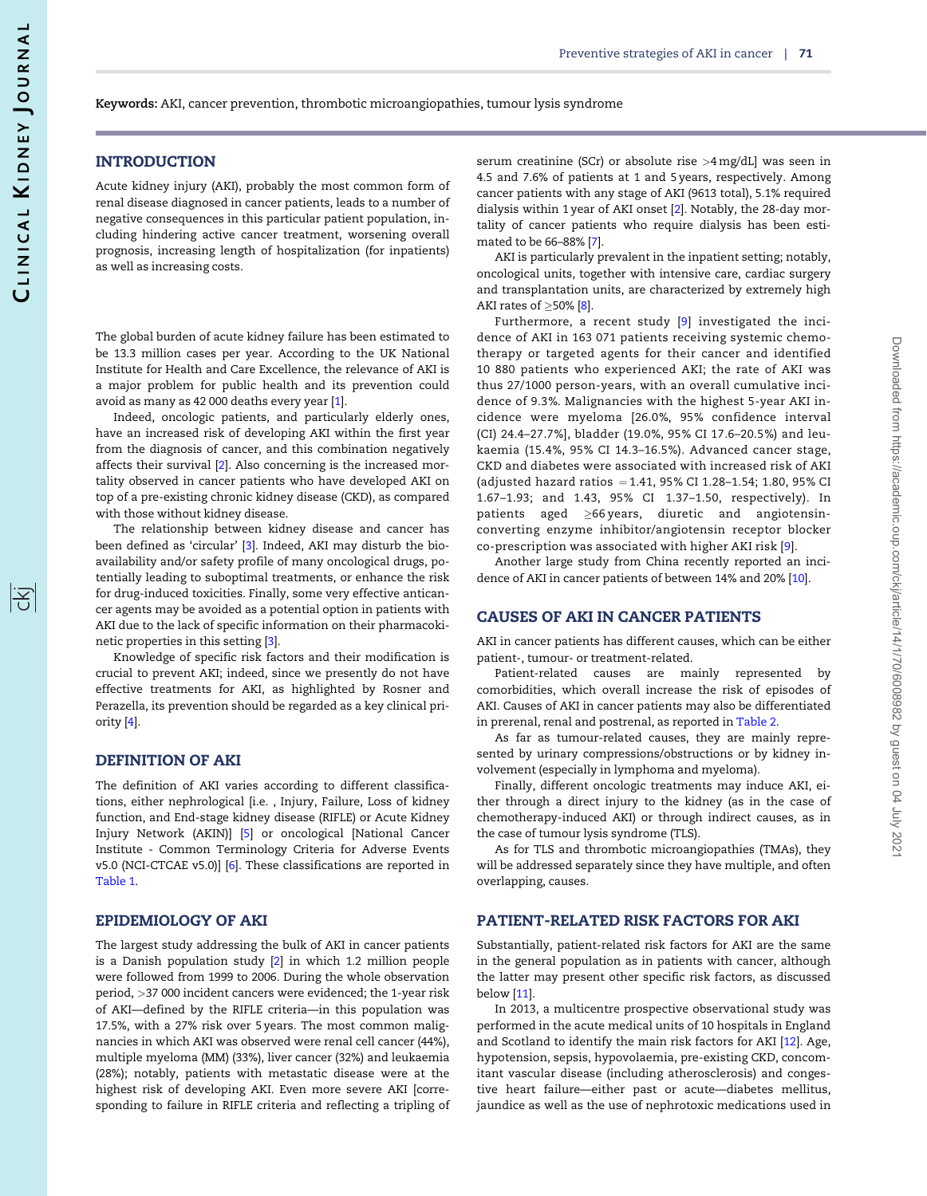**Keywords:** AKI, cancer prevention, thrombotic microangiopathies, tumour lysis syndrome

## INTRODUCTION

Acute kidney injury (AKI), probably the most common form of renal disease diagnosed in cancer patients, leads to a number of negative consequences in this particular patient population, including hindering active cancer treatment, worsening overall prognosis, increasing length of hospitalization (for inpatients) as well as increasing costs.

The global burden of acute kidney failure has been estimated to be 13.3 million cases per year. According to the UK National Institute for Health and Care Excellence, the relevance of AKI is a major problem for public health and its prevention could avoid as many as 42 000 deaths every year [1].

Indeed, oncologic patients, and particularly elderly ones, have an increased risk of developing AKI within the first year from the diagnosis of cancer, and this combination negatively affects their survival [2]. Also concerning is the increased mortality observed in cancer patients who have developed AKI on top of a pre-existing chronic kidney disease (CKD), as compared with those without kidney disease.

The relationship between kidney disease and cancer has been defined as 'circular' [3]. Indeed, AKI may disturb the bioavailability and/or safety profile of many oncological drugs, potentially leading to suboptimal treatments, or enhance the risk for drug-induced toxicities. Finally, some very effective anticancer agents may be avoided as a potential option in patients with AKI due to the lack of specific information on their pharmacokinetic properties in this setting [3].

Knowledge of specific risk factors and their modification is crucial to prevent AKI; indeed, since we presently do not have effective treatments for AKI, as highlighted by Rosner and Perazella, its prevention should be regarded as a key clinical priority [4].

## DEFINITION OF AKI

The definition of AKI varies according to different classifications, either nephrological [i.e. , Injury, Failure, Loss of kidney function, and End-stage kidney disease (RIFLE) or Acute Kidney Injury Network (AKIN)] [5] or oncological [National Cancer Institute - Common Terminology Criteria for Adverse Events v5.0 (NCI-CTCAE v5.0)] [6]. These classifications are reported in Table 1.

## EPIDEMIOLOGY OF AKI

The largest study addressing the bulk of AKI in cancer patients is a Danish population study [2] in which 1.2 million people were followed from 1999 to 2006. During the whole observation period, >37 000 incident cancers were evidenced; the 1-year risk of AKI—defined by the RIFLE criteria—in this population was 17.5%, with a 27% risk over 5 years. The most common malignancies in which AKI was observed were renal cell cancer (44%), multiple myeloma (MM) (33%), liver cancer (32%) and leukaemia (28%); notably, patients with metastatic disease were at the highest risk of developing AKI. Even more severe AKI [corresponding to failure in RIFLE criteria and reflecting a tripling of serum creatinine (SCr) or absolute rise >4 mg/dL] was seen in 4.5 and 7.6% of patients at 1 and 5 years, respectively. Among cancer patients with any stage of AKI (9613 total), 5.1% required dialysis within 1 year of AKI onset [2]. Notably, the 28-day mortality of cancer patients who require dialysis has been estimated to be 66–88% [7].

AKI is particularly prevalent in the inpatient setting; notably, oncological units, together with intensive care, cardiac surgery and transplantation units, are characterized by extremely high AKI rates of ≥50% [8].

Furthermore, a recent study [9] investigated the incidence of AKI in 163 071 patients receiving systemic chemotherapy or targeted agents for their cancer and identified 10 880 patients who experienced AKI; the rate of AKI was thus 27/1000 person-years, with an overall cumulative incidence of 9.3%. Malignancies with the highest 5-year AKI incidence were myeloma [26.0%, 95% confidence interval (CI) 24.4–27.7%], bladder (19.0%, 95% CI 17.6–20.5%) and leukaemia (15.4%, 95% CI 14.3–16.5%). Advanced cancer stage, CKD and diabetes were associated with increased risk of AKI (adjusted hazard ratios = 1.41, 95% CI 1.28–1.54; 1.80, 95% CI 1.67–1.93; and 1.43, 95% CI 1.37–1.50, respectively). In patients aged ≥66 years, diuretic and angiotensin-converting enzyme inhibitor/angiotensin receptor blocker co-prescription was associated with higher AKI risk [9].

Another large study from China recently reported an incidence of AKI in cancer patients of between 14% and 20% [10].

## CAUSES OF AKI IN CANCER PATIENTS

AKI in cancer patients has different causes, which can be either patient-, tumour- or treatment-related.

Patient-related causes are mainly represented by comorbidities, which overall increase the risk of episodes of AKI. Causes of AKI in cancer patients may also be differentiated in prerenal, renal and postrenal, as reported in Table 2.

As far as tumour-related causes, they are mainly represented by urinary compressions/obstructions or by kidney involvement (especially in lymphoma and myeloma).

Finally, different oncologic treatments may induce AKI, either through a direct injury to the kidney (as in the case of chemotherapy-induced AKI) or through indirect causes, as in the case of tumour lysis syndrome (TLS).

As for TLS and thrombotic microangiopathies (TMAs), they will be addressed separately since they have multiple, and often overlapping, causes.

## PATIENT-RELATED RISK FACTORS FOR AKI

Substantially, patient-related risk factors for AKI are the same in the general population as in patients with cancer, although the latter may present other specific risk factors, as discussed below [11].

In 2013, a multicentre prospective observational study was performed in the acute medical units of 10 hospitals in England and Scotland to identify the main risk factors for AKI [12]. Age, hypotension, sepsis, hypovolaemia, pre-existing CKD, concomitant vascular disease (including atherosclerosis) and congestive heart failure—either past or acute—diabetes mellitus, jaundice as well as the use of nephrotoxic medications used in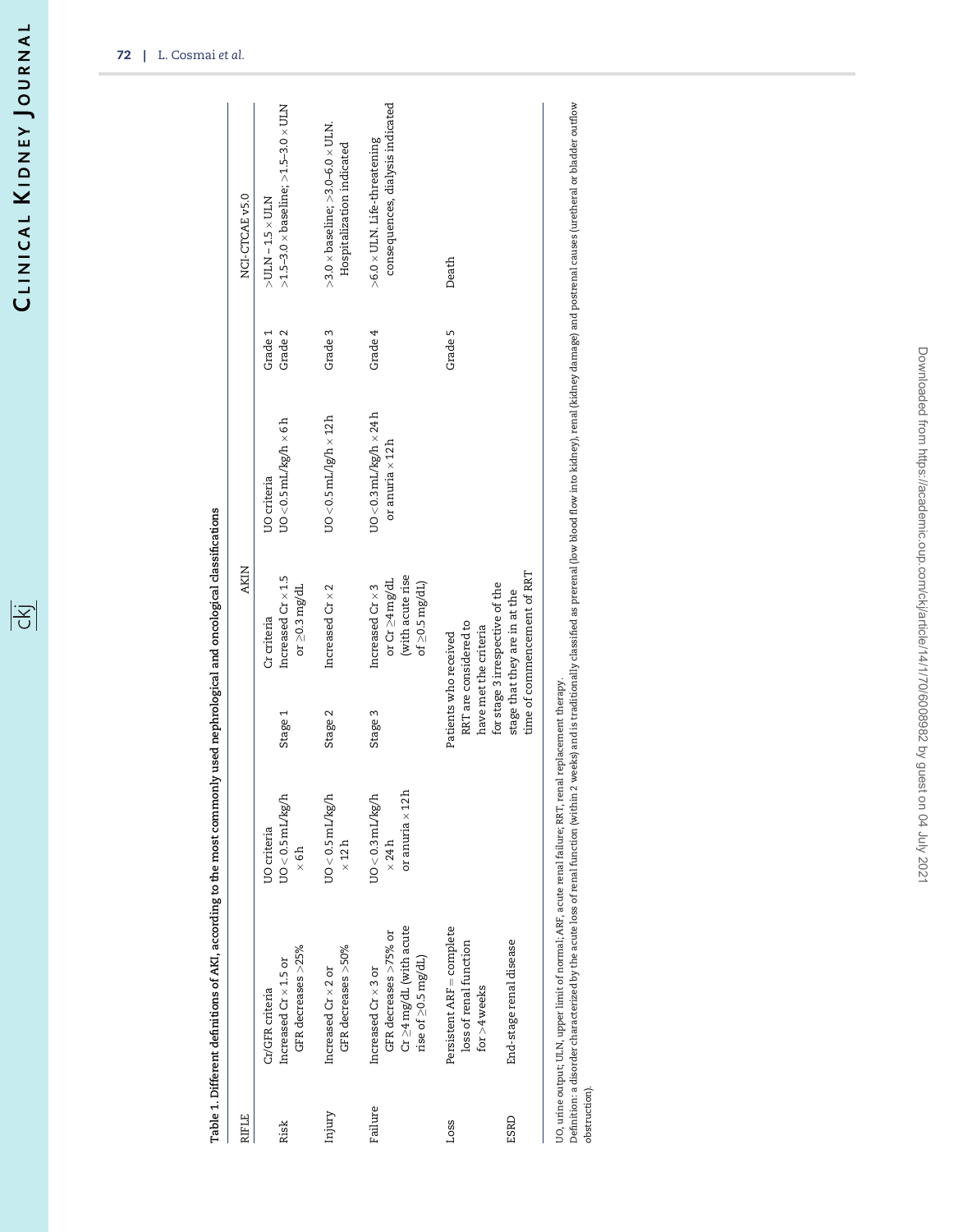**Table 1. Different definitions of AKI, according to the most commonly used nephrological and oncological classifications**

| RIFLE | | | AKIN | | | NCI-CTCAE v5.0 | |
|---|---|---|---|---|---|---|---|
| | Cr/GFR criteria | UO criteria | | Cr criteria | UO criteria | | |
| Risk | Increased Cr × 1.5 or GFR decreases >25% | UO < 0.5 mL/kg/h × 6 h | Stage 1 | Increased Cr × 1.5 or ≥0.3 mg/dL | UO <0.5 mL/kg/h × 6 h | Grade 1<br>Grade 2 | >ULN – 1.5 × ULN<br>>1.5–3.0 × baseline; >1.5–3.0 × ULN |
| Injury | Increased Cr × 2 or GFR decreases >50% | UO < 0.5 mL/kg/h × 12 h | Stage 2 | Increased Cr × 2 | UO <0.5 mL/lg/h × 12h | Grade 3 | >3.0 × baseline; >3.0–6.0 × ULN. Hospitalization indicated |
| Failure | Increased Cr × 3 or GFR decreases >75% or Cr ≥4 mg/dL (with acute rise of ≥0.5 mg/dL) | UO < 0.3 mL/kg/h × 24 h or anuria × 12 h | Stage 3 | Increased Cr × 3 or Cr ≥4 mg/dL (with acute rise of ≥0.5 mg/dL) | UO <0.3 mL/kg/h × 24 h or anuria × 12 h | Grade 4 | >6.0 × ULN. Life-threatening consequences, dialysis indicated |
| Loss | Persistent ARF = complete loss of renal function for >4 weeks | | Patients who received RRT are considered to have met the criteria for stage 3 irrespective of the stage that they are in at the time of commencement of RRT | | | Grade 5 | Death |
| ESRD | End-stage renal disease | | | | | | |

UO, urine output; ULN, upper limit of normal; ARF, acute renal failure; RRT, renal replacement therapy.
Definition: a disorder characterized by the acute loss of renal function (within 2 weeks) and is traditionally classified as prerenal (low blood flow into kidney), renal (kidney damage) and postrenal causes (ureteral or bladder outflow obstruction).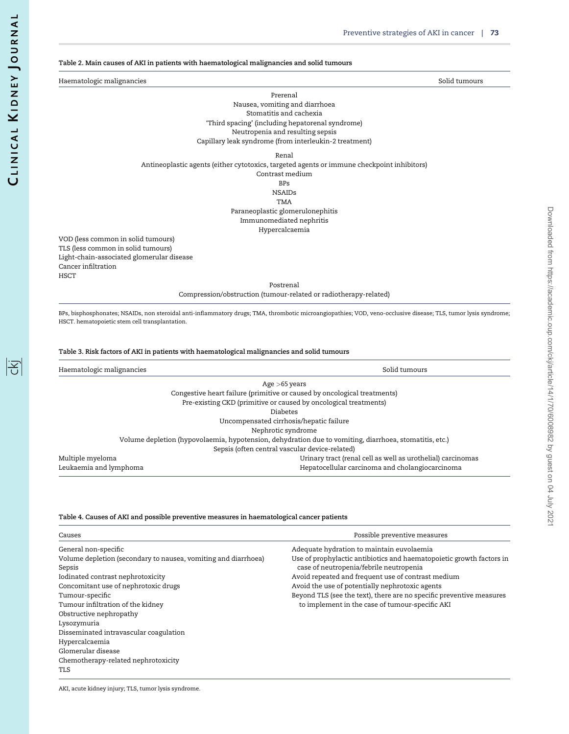**Table 2. Main causes of AKI in patients with haematological malignancies and solid tumours**

| Haematologic malignancies | | Solid tumours |
|---|---|---|
| | Prerenal | |
| | Nausea, vomiting and diarrhoea | |
| | Stomatitis and cachexia | |
| | 'Third spacing' (including hepatorenal syndrome) | |
| | Neutropenia and resulting sepsis | |
| | Capillary leak syndrome (from interleukin-2 treatment) | |
| | Renal | |
| | Antineoplastic agents (either cytotoxics, targeted agents or immune checkpoint inhibitors) | |
| | Contrast medium | |
| | BPs | |
| | NSAIDs | |
| | TMA | |
| | Paraneoplastic glomerulonephitis | |
| | Immunomediated nephritis | |
| | Hypercalcaemia | |
| VOD (less common in solid tumours) | | |
| TLS (less common in solid tumours) | | |
| Light-chain-associated glomerular disease | | |
| Cancer infiltration | | |
| HSCT | | |
| | Postrenal | |
| | Compression/obstruction (tumour-related or radiotherapy-related) | |

BPs, bisphosphonates; NSAIDs, non steroidal anti-inflammatory drugs; TMA, thrombotic microangiopathies; VOD, veno-occlusive disease; TLS, tumor lysis syndrome; HSCT. hematopoietic stem cell transplantation.

**Table 3. Risk factors of AKI in patients with haematological malignancies and solid tumours**

| Haematologic malignancies | | Solid tumours |
|---|---|---|
| | Age >65 years | |
| | Congestive heart failure (primitive or caused by oncological treatments) | |
| | Pre-existing CKD (primitive or caused by oncological treatments) | |
| | Diabetes | |
| | Uncompensated cirrhosis/hepatic failure | |
| | Nephrotic syndrome | |
| | Volume depletion (hypovolaemia, hypotension, dehydration due to vomiting, diarrhoea, stomatitis, etc.) | |
| | Sepsis (often central vascular device-related) | |
| Multiple myeloma | | Urinary tract (renal cell as well as urothelial) carcinomas |
| Leukaemia and lymphoma | | Hepatocellular carcinoma and cholangiocarcinoma |

**Table 4. Causes of AKI and possible preventive measures in haematological cancer patients**

| Causes | Possible preventive measures |
|---|---|
| General non-specific | Adequate hydration to maintain euvolaemia |
| Volume depletion (secondary to nausea, vomiting and diarrhoea) | Use of prophylactic antibiotics and haematopoietic growth factors in case of neutropenia/febrile neutropenia |
| Sepsis | |
| Iodinated contrast nephrotoxicity | Avoid repeated and frequent use of contrast medium |
| Concomitant use of nephrotoxic drugs | Avoid the use of potentially nephrotoxic agents |
| Tumour-specific | Beyond TLS (see the text), there are no specific preventive measures to implement in the case of tumour-specific AKI |
| Tumour infiltration of the kidney | |
| Obstructive nephropathy | |
| Lysozymuria | |
| Disseminated intravascular coagulation | |
| Hypercalcaemia | |
| Glomerular disease | |
| Chemotherapy-related nephrotoxicity | |
| TLS | |

AKI, acute kidney injury; TLS, tumor lysis syndrome.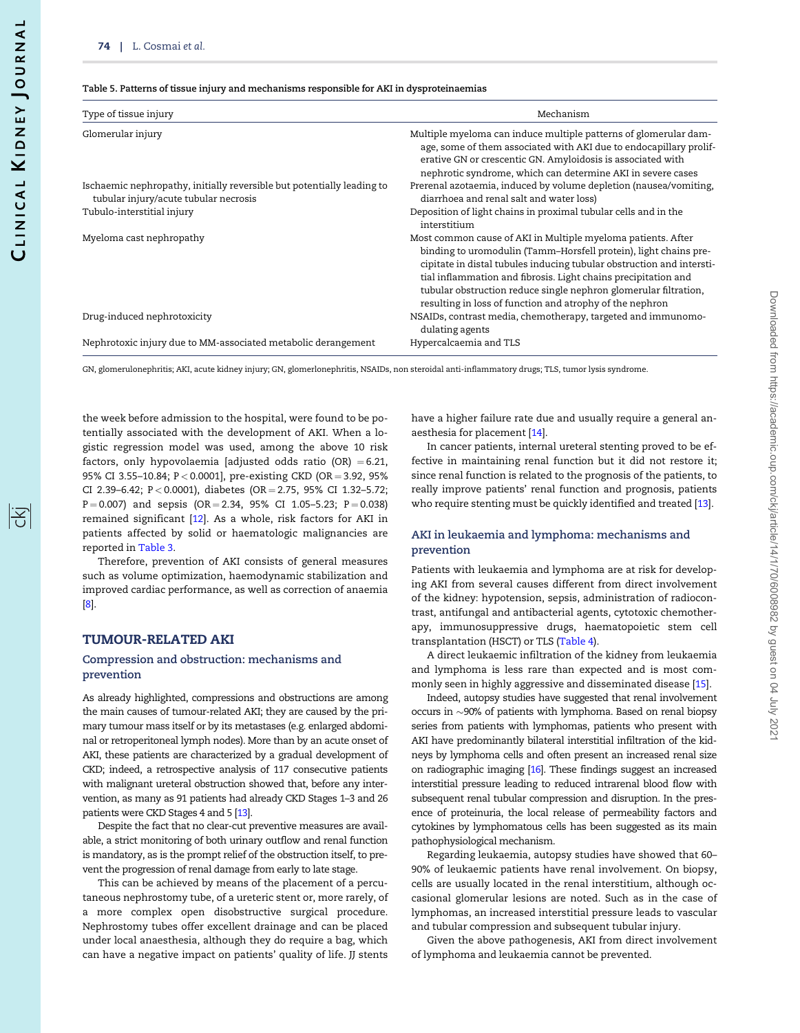Table 5. Patterns of tissue injury and mechanisms responsible for AKI in dysproteinaemias

| Type of tissue injury | Mechanism |
| --- | --- |
| Glomerular injury | Multiple myeloma can induce multiple patterns of glomerular damage, some of them associated with AKI due to endocapillary proliferative GN or crescentic GN. Amyloidosis is associated with nephrotic syndrome, which can determine AKI in severe cases |
| Ischaemic nephropathy, initially reversible but potentially leading to tubular injury/acute tubular necrosis | Prerenal azotaemia, induced by volume depletion (nausea/vomiting, diarrhoea and renal salt and water loss) |
| Tubulo-interstitial injury | Deposition of light chains in proximal tubular cells and in the interstitium |
| Myeloma cast nephropathy | Most common cause of AKI in Multiple myeloma patients. After binding to uromodulin (Tamm–Horsfell protein), light chains precipitate in distal tubules inducing tubular obstruction and interstitial inflammation and fibrosis. Light chains precipitation and tubular obstruction reduce single nephron glomerular filtration, resulting in loss of function and atrophy of the nephron |
| Drug-induced nephrotoxicity | NSAIDs, contrast media, chemotherapy, targeted and immunomodulating agents |
| Nephrotoxic injury due to MM-associated metabolic derangement | Hypercalcaemia and TLS |

GN, glomerulonephritis; AKI, acute kidney injury; GN, glomerlonephritis, NSAIDs, non steroidal anti-inflammatory drugs; TLS, tumor lysis syndrome.

the week before admission to the hospital, were found to be potentially associated with the development of AKI. When a logistic regression model was used, among the above 10 risk factors, only hypovolaemia [adjusted odds ratio (OR) = 6.21, 95% CI 3.55–10.84; $P < 0.0001$], pre-existing CKD (OR = 3.92, 95% CI 2.39–6.42; $P < 0.0001$), diabetes (OR = 2.75, 95% CI 1.32–5.72; $P = 0.007$) and sepsis (OR = 2.34, 95% CI 1.05–5.23; $P = 0.038$) remained significant [12]. As a whole, risk factors for AKI in patients affected by solid or haematologic malignancies are reported in Table 3.

Therefore, prevention of AKI consists of general measures such as volume optimization, haemodynamic stabilization and improved cardiac performance, as well as correction of anaemia [8].

## TUMOUR-RELATED AKI

### Compression and obstruction: mechanisms and prevention

As already highlighted, compressions and obstructions are among the main causes of tumour-related AKI; they are caused by the primary tumour mass itself or by its metastases (e.g. enlarged abdominal or retroperitoneal lymph nodes). More than by an acute onset of AKI, these patients are characterized by a gradual development of CKD; indeed, a retrospective analysis of 117 consecutive patients with malignant ureteral obstruction showed that, before any intervention, as many as 91 patients had already CKD Stages 1–3 and 26 patients were CKD Stages 4 and 5 [13].

Despite the fact that no clear-cut preventive measures are available, a strict monitoring of both urinary outflow and renal function is mandatory, as is the prompt relief of the obstruction itself, to prevent the progression of renal damage from early to late stage.

This can be achieved by means of the placement of a percutaneous nephrostomy tube, of a ureteric stent or, more rarely, of a more complex open disobstructive surgical procedure. Nephrostomy tubes offer excellent drainage and can be placed under local anaesthesia, although they do require a bag, which can have a negative impact on patients' quality of life. JJ stents have a higher failure rate due and usually require a general anaesthesia for placement [14].

In cancer patients, internal ureteral stenting proved to be effective in maintaining renal function but it did not restore it; since renal function is related to the prognosis of the patients, to really improve patients' renal function and prognosis, patients who require stenting must be quickly identified and treated [13].

### AKI in leukaemia and lymphoma: mechanisms and prevention

Patients with leukaemia and lymphoma are at risk for developing AKI from several causes different from direct involvement of the kidney: hypotension, sepsis, administration of radiocontrast, antifungal and antibacterial agents, cytotoxic chemotherapy, immunosuppressive drugs, haematopoietic stem cell transplantation (HSCT) or TLS (Table 4).

A direct leukaemic infiltration of the kidney from leukaemia and lymphoma is less rare than expected and is most commonly seen in highly aggressive and disseminated disease [15].

Indeed, autopsy studies have suggested that renal involvement occurs in ~90% of patients with lymphoma. Based on renal biopsy series from patients with lymphomas, patients who present with AKI have predominantly bilateral interstitial infiltration of the kidneys by lymphoma cells and often present an increased renal size on radiographic imaging [16]. These findings suggest an increased interstitial pressure leading to reduced intrarenal blood flow with subsequent renal tubular compression and disruption. In the presence of proteinuria, the local release of permeability factors and cytokines by lymphomatous cells has been suggested as its main pathophysiological mechanism.

Regarding leukaemia, autopsy studies have showed that 60–90% of leukaemic patients have renal involvement. On biopsy, cells are usually located in the renal interstitium, although occasional glomerular lesions are noted. Such as in the case of lymphomas, an increased interstitial pressure leads to vascular and tubular compression and subsequent tubular injury.

Given the above pathogenesis, AKI from direct involvement of lymphoma and leukaemia cannot be prevented.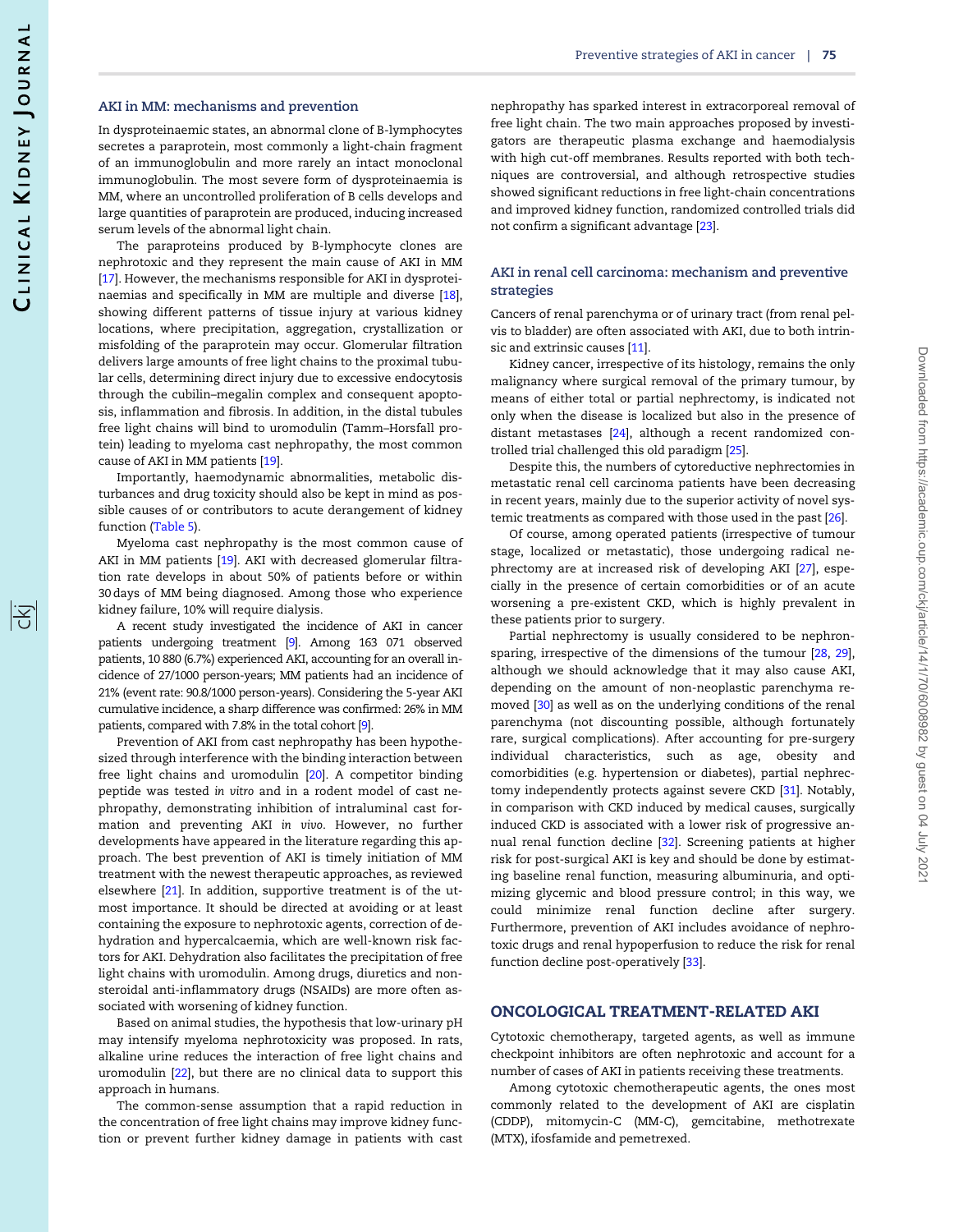## AKI in MM: mechanisms and prevention

In dysproteinaemic states, an abnormal clone of B-lymphocytes secretes a paraprotein, most commonly a light-chain fragment of an immunoglobulin and more rarely an intact monoclonal immunoglobulin. The most severe form of dysproteinaemia is MM, where an uncontrolled proliferation of B cells develops and large quantities of paraprotein are produced, inducing increased serum levels of the abnormal light chain.

The paraproteins produced by B-lymphocyte clones are nephrotoxic and they represent the main cause of AKI in MM [17]. However, the mechanisms responsible for AKI in dysproteinaemias and specifically in MM are multiple and diverse [18], showing different patterns of tissue injury at various kidney locations, where precipitation, aggregation, crystallization or misfolding of the paraprotein may occur. Glomerular filtration delivers large amounts of free light chains to the proximal tubular cells, determining direct injury due to excessive endocytosis through the cubilin–megalin complex and consequent apoptosis, inflammation and fibrosis. In addition, in the distal tubules free light chains will bind to uromodulin (Tamm–Horsfall protein) leading to myeloma cast nephropathy, the most common cause of AKI in MM patients [19].

Importantly, haemodynamic abnormalities, metabolic disturbances and drug toxicity should also be kept in mind as possible causes of or contributors to acute derangement of kidney function (Table 5).

Myeloma cast nephropathy is the most common cause of AKI in MM patients [19]. AKI with decreased glomerular filtration rate develops in about 50% of patients before or within 30 days of MM being diagnosed. Among those who experience kidney failure, 10% will require dialysis.

A recent study investigated the incidence of AKI in cancer patients undergoing treatment [9]. Among 163 071 observed patients, 10 880 (6.7%) experienced AKI, accounting for an overall incidence of 27/1000 person-years; MM patients had an incidence of 21% (event rate: 90.8/1000 person-years). Considering the 5-year AKI cumulative incidence, a sharp difference was confirmed: 26% in MM patients, compared with 7.8% in the total cohort [9].

Prevention of AKI from cast nephropathy has been hypothesized through interference with the binding interaction between free light chains and uromodulin [20]. A competitor binding peptide was tested *in vitro* and in a rodent model of cast nephropathy, demonstrating inhibition of intraluminal cast formation and preventing AKI *in vivo*. However, no further developments have appeared in the literature regarding this approach. The best prevention of AKI is timely initiation of MM treatment with the newest therapeutic approaches, as reviewed elsewhere [21]. In addition, supportive treatment is of the utmost importance. It should be directed at avoiding or at least containing the exposure to nephrotoxic agents, correction of dehydration and hypercalcaemia, which are well-known risk factors for AKI. Dehydration also facilitates the precipitation of free light chains with uromodulin. Among drugs, diuretics and nonsteroidal anti-inflammatory drugs (NSAIDs) are more often associated with worsening of kidney function.

Based on animal studies, the hypothesis that low-urinary pH may intensify myeloma nephrotoxicity was proposed. In rats, alkaline urine reduces the interaction of free light chains and uromodulin [22], but there are no clinical data to support this approach in humans.

The common-sense assumption that a rapid reduction in the concentration of free light chains may improve kidney function or prevent further kidney damage in patients with cast nephropathy has sparked interest in extracorporeal removal of free light chain. The two main approaches proposed by investigators are therapeutic plasma exchange and haemodialysis with high cut-off membranes. Results reported with both techniques are controversial, and although retrospective studies showed significant reductions in free light-chain concentrations and improved kidney function, randomized controlled trials did not confirm a significant advantage [23].

## AKI in renal cell carcinoma: mechanism and preventive strategies

Cancers of renal parenchyma or of urinary tract (from renal pelvis to bladder) are often associated with AKI, due to both intrinsic and extrinsic causes [11].

Kidney cancer, irrespective of its histology, remains the only malignancy where surgical removal of the primary tumour, by means of either total or partial nephrectomy, is indicated not only when the disease is localized but also in the presence of distant metastases [24], although a recent randomized controlled trial challenged this old paradigm [25].

Despite this, the numbers of cytoreductive nephrectomies in metastatic renal cell carcinoma patients have been decreasing in recent years, mainly due to the superior activity of novel systemic treatments as compared with those used in the past [26].

Of course, among operated patients (irrespective of tumour stage, localized or metastatic), those undergoing radical nephrectomy are at increased risk of developing AKI [27], especially in the presence of certain comorbidities or of an acute worsening a pre-existent CKD, which is highly prevalent in these patients prior to surgery.

Partial nephrectomy is usually considered to be nephron-sparing, irrespective of the dimensions of the tumour [28, 29], although we should acknowledge that it may also cause AKI, depending on the amount of non-neoplastic parenchyma removed [30] as well as on the underlying conditions of the renal parenchyma (not discounting possible, although fortunately rare, surgical complications). After accounting for pre-surgery individual characteristics, such as age, obesity and comorbidities (e.g. hypertension or diabetes), partial nephrectomy independently protects against severe CKD [31]. Notably, in comparison with CKD induced by medical causes, surgically induced CKD is associated with a lower risk of progressive annual renal function decline [32]. Screening patients at higher risk for post-surgical AKI is key and should be done by estimating baseline renal function, measuring albuminuria, and optimizing glycemic and blood pressure control; in this way, we could minimize renal function decline after surgery. Furthermore, prevention of AKI includes avoidance of nephrotoxic drugs and renal hypoperfusion to reduce the risk for renal function decline post-operatively [33].

# ONCOLOGICAL TREATMENT-RELATED AKI

Cytotoxic chemotherapy, targeted agents, as well as immune checkpoint inhibitors are often nephrotoxic and account for a number of cases of AKI in patients receiving these treatments.

Among cytotoxic chemotherapeutic agents, the ones most commonly related to the development of AKI are cisplatin (CDDP), mitomycin-C (MM-C), gemcitabine, methotrexate (MTX), ifosfamide and pemetrexed.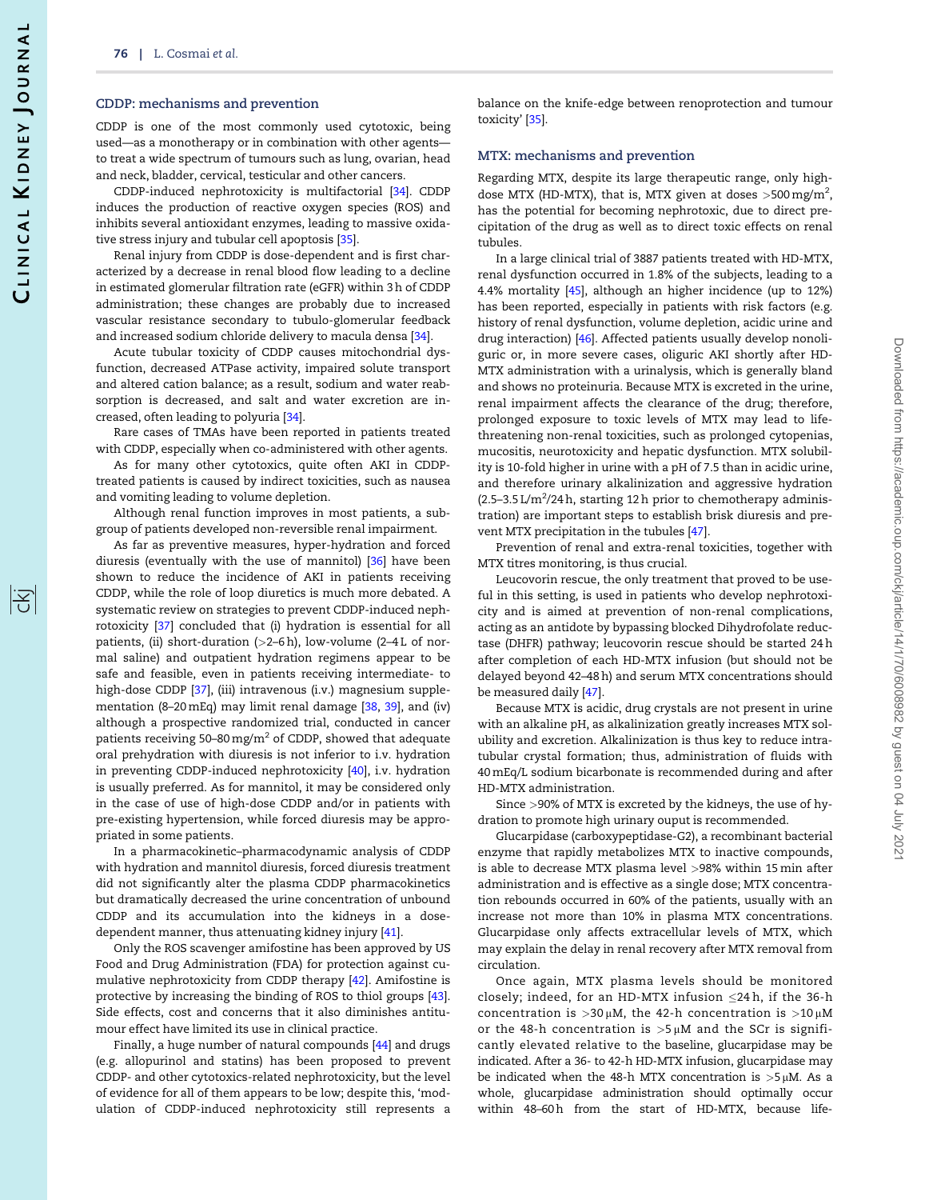## CDDP: mechanisms and prevention

CDDP is one of the most commonly used cytotoxic, being used—as a monotherapy or in combination with other agents—to treat a wide spectrum of tumours such as lung, ovarian, head and neck, bladder, cervical, testicular and other cancers.

CDDP-induced nephrotoxicity is multifactorial [34]. CDDP induces the production of reactive oxygen species (ROS) and inhibits several antioxidant enzymes, leading to massive oxidative stress injury and tubular cell apoptosis [35].

Renal injury from CDDP is dose-dependent and is first characterized by a decrease in renal blood flow leading to a decline in estimated glomerular filtration rate (eGFR) within 3 h of CDDP administration; these changes are probably due to increased vascular resistance secondary to tubulo-glomerular feedback and increased sodium chloride delivery to macula densa [34].

Acute tubular toxicity of CDDP causes mitochondrial dysfunction, decreased ATPase activity, impaired solute transport and altered cation balance; as a result, sodium and water reabsorption is decreased, and salt and water excretion are increased, often leading to polyuria [34].

Rare cases of TMAs have been reported in patients treated with CDDP, especially when co-administered with other agents.

As for many other cytotoxics, quite often AKI in CDDP-treated patients is caused by indirect toxicities, such as nausea and vomiting leading to volume depletion.

Although renal function improves in most patients, a subgroup of patients developed non-reversible renal impairment.

As far as preventive measures, hyper-hydration and forced diuresis (eventually with the use of mannitol) [36] have been shown to reduce the incidence of AKI in patients receiving CDDP, while the role of loop diuretics is much more debated. A systematic review on strategies to prevent CDDP-induced nephrotoxicity [37] concluded that (i) hydration is essential for all patients, (ii) short-duration (>2–6 h), low-volume (2–4 L of normal saline) and outpatient hydration regimens appear to be safe and feasible, even in patients receiving intermediate- to high-dose CDDP [37], (iii) intravenous (i.v.) magnesium supplementation (8–20 mEq) may limit renal damage [38, 39], and (iv) although a prospective randomized trial, conducted in cancer patients receiving 50–80 mg/m$^2$ of CDDP, showed that adequate oral prehydration with diuresis is not inferior to i.v. hydration in preventing CDDP-induced nephrotoxicity [40], i.v. hydration is usually preferred. As for mannitol, it may be considered only in the case of use of high-dose CDDP and/or in patients with pre-existing hypertension, while forced diuresis may be appropriated in some patients.

In a pharmacokinetic–pharmacodynamic analysis of CDDP with hydration and mannitol diuresis, forced diuresis treatment did not significantly alter the plasma CDDP pharmacokinetics but dramatically decreased the urine concentration of unbound CDDP and its accumulation into the kidneys in a dose-dependent manner, thus attenuating kidney injury [41].

Only the ROS scavenger amifostine has been approved by US Food and Drug Administration (FDA) for protection against cumulative nephrotoxicity from CDDP therapy [42]. Amifostine is protective by increasing the binding of ROS to thiol groups [43]. Side effects, cost and concerns that it also diminishes antitumour effect have limited its use in clinical practice.

Finally, a huge number of natural compounds [44] and drugs (e.g. allopurinol and statins) has been proposed to prevent CDDP- and other cytotoxics-related nephrotoxicity, but the level of evidence for all of them appears to be low; despite this, 'modulation of CDDP-induced nephrotoxicity still represents a balance on the knife-edge between renoprotection and tumour toxicity' [35].

## MTX: mechanisms and prevention

Regarding MTX, despite its large therapeutic range, only high-dose MTX (HD-MTX), that is, MTX given at doses >500 mg/m$^2$, has the potential for becoming nephrotoxic, due to direct precipitation of the drug as well as to direct toxic effects on renal tubules.

In a large clinical trial of 3887 patients treated with HD-MTX, renal dysfunction occurred in 1.8% of the subjects, leading to a 4.4% mortality [45], although an higher incidence (up to 12%) has been reported, especially in patients with risk factors (e.g. history of renal dysfunction, volume depletion, acidic urine and drug interaction) [46]. Affected patients usually develop nonoliguric or, in more severe cases, oliguric AKI shortly after HD-MTX administration with a urinalysis, which is generally bland and shows no proteinuria. Because MTX is excreted in the urine, renal impairment affects the clearance of the drug; therefore, prolonged exposure to toxic levels of MTX may lead to life-threatening non-renal toxicities, such as prolonged cytopenias, mucositis, neurotoxicity and hepatic dysfunction. MTX solubility is 10-fold higher in urine with a pH of 7.5 than in acidic urine, and therefore urinary alkalinization and aggressive hydration (2.5–3.5 L/m$^2$/24 h, starting 12 h prior to chemotherapy administration) are important steps to establish brisk diuresis and prevent MTX precipitation in the tubules [47].

Prevention of renal and extra-renal toxicities, together with MTX titres monitoring, is thus crucial.

Leucovorin rescue, the only treatment that proved to be useful in this setting, is used in patients who develop nephrotoxicity and is aimed at prevention of non-renal complications, acting as an antidote by bypassing blocked Dihydrofolate reductase (DHFR) pathway; leucovorin rescue should be started 24 h after completion of each HD-MTX infusion (but should not be delayed beyond 42–48 h) and serum MTX concentrations should be measured daily [47].

Because MTX is acidic, drug crystals are not present in urine with an alkaline pH, as alkalinization greatly increases MTX solubility and excretion. Alkalinization is thus key to reduce intratubular crystal formation; thus, administration of fluids with 40 mEq/L sodium bicarbonate is recommended during and after HD-MTX administration.

Since >90% of MTX is excreted by the kidneys, the use of hydration to promote high urinary ouput is recommended.

Glucarpidase (carboxypeptidase-G2), a recombinant bacterial enzyme that rapidly metabolizes MTX to inactive compounds, is able to decrease MTX plasma level >98% within 15 min after administration and is effective as a single dose; MTX concentration rebounds occurred in 60% of the patients, usually with an increase not more than 10% in plasma MTX concentrations. Glucarpidase only affects extracellular levels of MTX, which may explain the delay in renal recovery after MTX removal from circulation.

Once again, MTX plasma levels should be monitored closely; indeed, for an HD-MTX infusion ≤24 h, if the 36-h concentration is >30 μM, the 42-h concentration is >10 μM or the 48-h concentration is >5 μM and the SCr is significantly elevated relative to the baseline, glucarpidase may be indicated. After a 36- to 42-h HD-MTX infusion, glucarpidase may be indicated when the 48-h MTX concentration is >5 μM. As a whole, glucarpidase administration should optimally occur within 48–60 h from the start of HD-MTX, because life-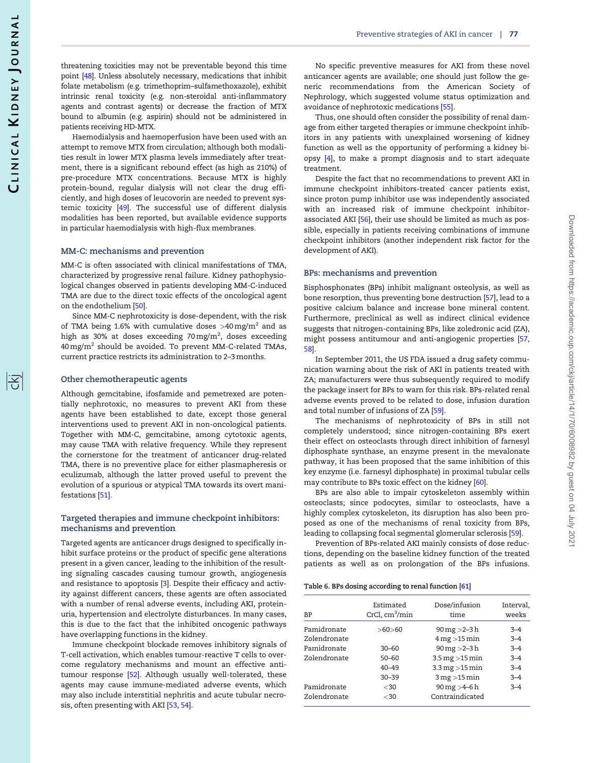threatening toxicities may not be preventable beyond this time point [48]. Unless absolutely necessary, medications that inhibit folate metabolism (e.g. trimethoprim–sulfamethoxazole), exhibit intrinsic renal toxicity (e.g. non-steroidal anti-inflammatory agents and contrast agents) or decrease the fraction of MTX bound to albumin (e.g. aspirin) should not be administered in patients receiving HD-MTX.

Haemodialysis and haemoperfusion have been used with an attempt to remove MTX from circulation; although both modalities result in lower MTX plasma levels immediately after treatment, there is a significant rebound effect (as high as 210%) of pre-procedure MTX concentrations. Because MTX is highly protein-bound, regular dialysis will not clear the drug efficiently, and high doses of leucovorin are needed to prevent systemic toxicity [49]. The successful use of different dialysis modalities has been reported, but available evidence supports in particular haemodialysis with high-flux membranes.

## MM-C: mechanisms and prevention

MM-C is often associated with clinical manifestations of TMA, characterized by progressive renal failure. Kidney pathophysiological changes observed in patients developing MM-C-induced TMA are due to the direct toxic effects of the oncological agent on the endothelium [50].

Since MM-C nephrotoxicity is dose-dependent, with the risk of TMA being 1.6% with cumulative doses >40 mg/m$^2$ and as high as 30% at doses exceeding 70 mg/m$^2$, doses exceeding 40 mg/m$^2$ should be avoided. To prevent MM-C-related TMAs, current practice restricts its administration to 2–3 months.

## Other chemotherapeutic agents

Although gemcitabine, ifosfamide and pemetrexed are potentially nephrotoxic, no measures to prevent AKI from these agents have been established to date, except those general interventions used to prevent AKI in non-oncological patients. Together with MM-C, gemcitabine, among cytotoxic agents, may cause TMA with relative frequency. While they represent the cornerstone for the treatment of anticancer drug-related TMA, there is no preventive place for either plasmapheresis or eculizumab, although the latter proved useful to prevent the evolution of a spurious or atypical TMA towards its overt manifestations [51].

## Targeted therapies and immune checkpoint inhibitors: mechanisms and prevention

Targeted agents are anticancer drugs designed to specifically inhibit surface proteins or the product of specific gene alterations present in a given cancer, leading to the inhibition of the resulting signaling cascades causing tumour growth, angiogenesis and resistance to apoptosis [3]. Despite their efficacy and activity against different cancers, these agents are often associated with a number of renal adverse events, including AKI, proteinuria, hypertension and electrolyte disturbances. In many cases, this is due to the fact that the inhibited oncogenic pathways have overlapping functions in the kidney.

Immune checkpoint blockade removes inhibitory signals of T-cell activation, which enables tumour-reactive T cells to overcome regulatory mechanisms and mount an effective antitumour response [52]. Although usually well-tolerated, these agents may cause immune-mediated adverse events, which may also include interstitial nephritis and acute tubular necrosis, often presenting with AKI [53, 54].

No specific preventive measures for AKI from these novel anticancer agents are available; one should just follow the generic recommendations from the American Society of Nephrology, which suggested volume status optimization and avoidance of nephrotoxic medications [55].

Thus, one should often consider the possibility of renal damage from either targeted therapies or immune checkpoint inhibitors in any patients with unexplained worsening of kidney function as well as the opportunity of performing a kidney biopsy [4], to make a prompt diagnosis and to start adequate treatment.

Despite the fact that no recommendations to prevent AKI in immune checkpoint inhibitors-treated cancer patients exist, since proton pump inhibitor use was independently associated with an increased risk of immune checkpoint inhibitor-associated AKI [56], their use should be limited as much as possible, especially in patients receiving combinations of immune checkpoint inhibitors (another independent risk factor for the development of AKI).

## BPs: mechanisms and prevention

Bisphosphonates (BPs) inhibit malignant osteolysis, as well as bone resorption, thus preventing bone destruction [57], lead to a positive calcium balance and increase bone mineral content. Furthermore, preclinical as well as indirect clinical evidence suggests that nitrogen-containing BPs, like zoledronic acid (ZA), might possess antitumour and anti-angiogenic properties [57, 58].

In September 2011, the US FDA issued a drug safety communication warning about the risk of AKI in patients treated with ZA; manufacturers were thus subsequently required to modify the package insert for BPs to warn for this risk. BPs-related renal adverse events proved to be related to dose, infusion duration and total number of infusions of ZA [59].

The mechanisms of nephrotoxicity of BPs in still not completely understood; since nitrogen-containing BPs exert their effect on osteoclasts through direct inhibition of farnesyl diphosphate synthase, an enzyme present in the mevalonate pathway, it has been proposed that the same inhibition of this key enzyme (i.e. farnesyl diphosphate) in proximal tubular cells may contribute to BPs toxic effect on the kidney [60].

BPs are also able to impair cytoskeleton assembly within osteoclasts; since podocytes, similar to osteoclasts, have a highly complex cytoskeleton, its disruption has also been proposed as one of the mechanisms of renal toxicity from BPs, leading to collapsing focal segmental glomerular sclerosis [59].

Prevention of BPs-related AKI mainly consists of dose reductions, depending on the baseline kidney function of the treated patients as well as on prolongation of the BPs infusions.

**Table 6. BPs dosing according to renal function [61]**

| BP | Estimated CrCl, cm$^3$/min | Dose/infusion time | Interval, weeks |
|---|---|---|---|
| Pamidronate | >60>60 | 90 mg >2–3 h | 3–4 |
| Zolendronate | | 4 mg >15 min | 3–4 |
| Pamidronate | 30–60 | 90 mg >2–3 h | 3–4 |
| Zolendronate | 50–60 | 3.5 mg >15 min | 3–4 |
| | 40–49 | 3.3 mg >15 min | 3–4 |
| | 30–39 | 3 mg >15 min | 3–4 |
| Pamidronate | <30 | 90 mg >4–6 h | 3–4 |
| Zolendronate | <30 | Contraindicated | |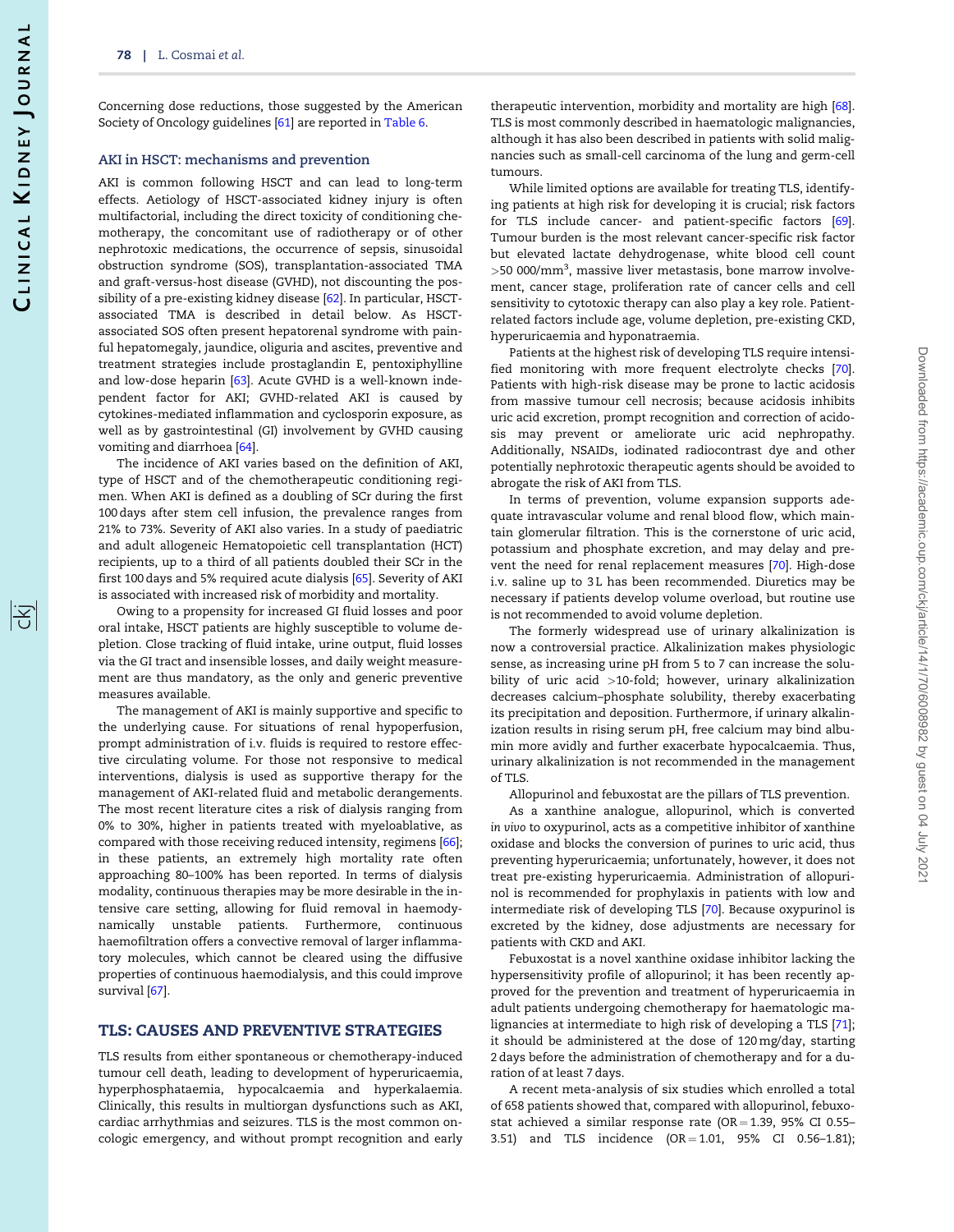Concerning dose reductions, those suggested by the American Society of Oncology guidelines [61] are reported in Table 6.

### AKI in HSCT: mechanisms and prevention

AKI is common following HSCT and can lead to long-term effects. Aetiology of HSCT-associated kidney injury is often multifactorial, including the direct toxicity of conditioning chemotherapy, the concomitant use of radiotherapy or of other nephrotoxic medications, the occurrence of sepsis, sinusoidal obstruction syndrome (SOS), transplantation-associated TMA and graft-versus-host disease (GVHD), not discounting the possibility of a pre-existing kidney disease [62]. In particular, HSCT-associated TMA is described in detail below. As HSCT-associated SOS often present hepatorenal syndrome with painful hepatomegaly, jaundice, oliguria and ascites, preventive and treatment strategies include prostaglandin E, pentoxiphylline and low-dose heparin [63]. Acute GVHD is a well-known independent factor for AKI; GVHD-related AKI is caused by cytokines-mediated inflammation and cyclosporin exposure, as well as by gastrointestinal (GI) involvement by GVHD causing vomiting and diarrhoea [64].

The incidence of AKI varies based on the definition of AKI, type of HSCT and of the chemotherapeutic conditioning regimen. When AKI is defined as a doubling of SCr during the first 100 days after stem cell infusion, the prevalence ranges from 21% to 73%. Severity of AKI also varies. In a study of paediatric and adult allogeneic Hematopoietic cell transplantation (HCT) recipients, up to a third of all patients doubled their SCr in the first 100 days and 5% required acute dialysis [65]. Severity of AKI is associated with increased risk of morbidity and mortality.

Owing to a propensity for increased GI fluid losses and poor oral intake, HSCT patients are highly susceptible to volume depletion. Close tracking of fluid intake, urine output, fluid losses via the GI tract and insensible losses, and daily weight measurement are thus mandatory, as the only and generic preventive measures available.

The management of AKI is mainly supportive and specific to the underlying cause. For situations of renal hypoperfusion, prompt administration of i.v. fluids is required to restore effective circulating volume. For those not responsive to medical interventions, dialysis is used as supportive therapy for the management of AKI-related fluid and metabolic derangements. The most recent literature cites a risk of dialysis ranging from 0% to 30%, higher in patients treated with myeloablative, as compared with those receiving reduced intensity, regimens [66]; in these patients, an extremely high mortality rate often approaching 80–100% has been reported. In terms of dialysis modality, continuous therapies may be more desirable in the intensive care setting, allowing for fluid removal in haemodynamically unstable patients. Furthermore, continuous haemofiltration offers a convective removal of larger inflammatory molecules, which cannot be cleared using the diffusive properties of continuous haemodialysis, and this could improve survival [67].

## TLS: CAUSES AND PREVENTIVE STRATEGIES

TLS results from either spontaneous or chemotherapy-induced tumour cell death, leading to development of hyperuricaemia, hyperphosphataemia, hypocalcaemia and hyperkalaemia. Clinically, this results in multiorgan dysfunctions such as AKI, cardiac arrhythmias and seizures. TLS is the most common oncologic emergency, and without prompt recognition and early therapeutic intervention, morbidity and mortality are high [68]. TLS is most commonly described in haematologic malignancies, although it has also been described in patients with solid malignancies such as small-cell carcinoma of the lung and germ-cell tumours.

While limited options are available for treating TLS, identifying patients at high risk for developing it is crucial; risk factors for TLS include cancer- and patient-specific factors [69]. Tumour burden is the most relevant cancer-specific risk factor but elevated lactate dehydrogenase, white blood cell count $>$50 000/mm$^3$, massive liver metastasis, bone marrow involvement, cancer stage, proliferation rate of cancer cells and cell sensitivity to cytotoxic therapy can also play a key role. Patient-related factors include age, volume depletion, pre-existing CKD, hyperuricaemia and hyponatraemia.

Patients at the highest risk of developing TLS require intensified monitoring with more frequent electrolyte checks [70]. Patients with high-risk disease may be prone to lactic acidosis from massive tumour cell necrosis; because acidosis inhibits uric acid excretion, prompt recognition and correction of acidosis may prevent or ameliorate uric acid nephropathy. Additionally, NSAIDs, iodinated radiocontrast dye and other potentially nephrotoxic therapeutic agents should be avoided to abrogate the risk of AKI from TLS.

In terms of prevention, volume expansion supports adequate intravascular volume and renal blood flow, which maintain glomerular filtration. This is the cornerstone of uric acid, potassium and phosphate excretion, and may delay and prevent the need for renal replacement measures [70]. High-dose i.v. saline up to 3 L has been recommended. Diuretics may be necessary if patients develop volume overload, but routine use is not recommended to avoid volume depletion.

The formerly widespread use of urinary alkalinization is now a controversial practice. Alkalinization makes physiologic sense, as increasing urine pH from 5 to 7 can increase the solubility of uric acid $>$10-fold; however, urinary alkalinization decreases calcium–phosphate solubility, thereby exacerbating its precipitation and deposition. Furthermore, if urinary alkalinization results in rising serum pH, free calcium may bind albumin more avidly and further exacerbate hypocalcaemia. Thus, urinary alkalinization is not recommended in the management of TLS.

Allopurinol and febuxostat are the pillars of TLS prevention.

As a xanthine analogue, allopurinol, which is converted *in vivo* to oxypurinol, acts as a competitive inhibitor of xanthine oxidase and blocks the conversion of purines to uric acid, thus preventing hyperuricaemia; unfortunately, however, it does not treat pre-existing hyperuricaemia. Administration of allopurinol is recommended for prophylaxis in patients with low and intermediate risk of developing TLS [70]. Because oxypurinol is excreted by the kidney, dose adjustments are necessary for patients with CKD and AKI.

Febuxostat is a novel xanthine oxidase inhibitor lacking the hypersensitivity profile of allopurinol; it has been recently approved for the prevention and treatment of hyperuricaemia in adult patients undergoing chemotherapy for haematologic malignancies at intermediate to high risk of developing a TLS [71]; it should be administered at the dose of 120 mg/day, starting 2 days before the administration of chemotherapy and for a duration of at least 7 days.

A recent meta-analysis of six studies which enrolled a total of 658 patients showed that, compared with allopurinol, febuxostat achieved a similar response rate (OR = 1.39, 95% CI 0.55–3.51) and TLS incidence (OR = 1.01, 95% CI 0.56–1.81);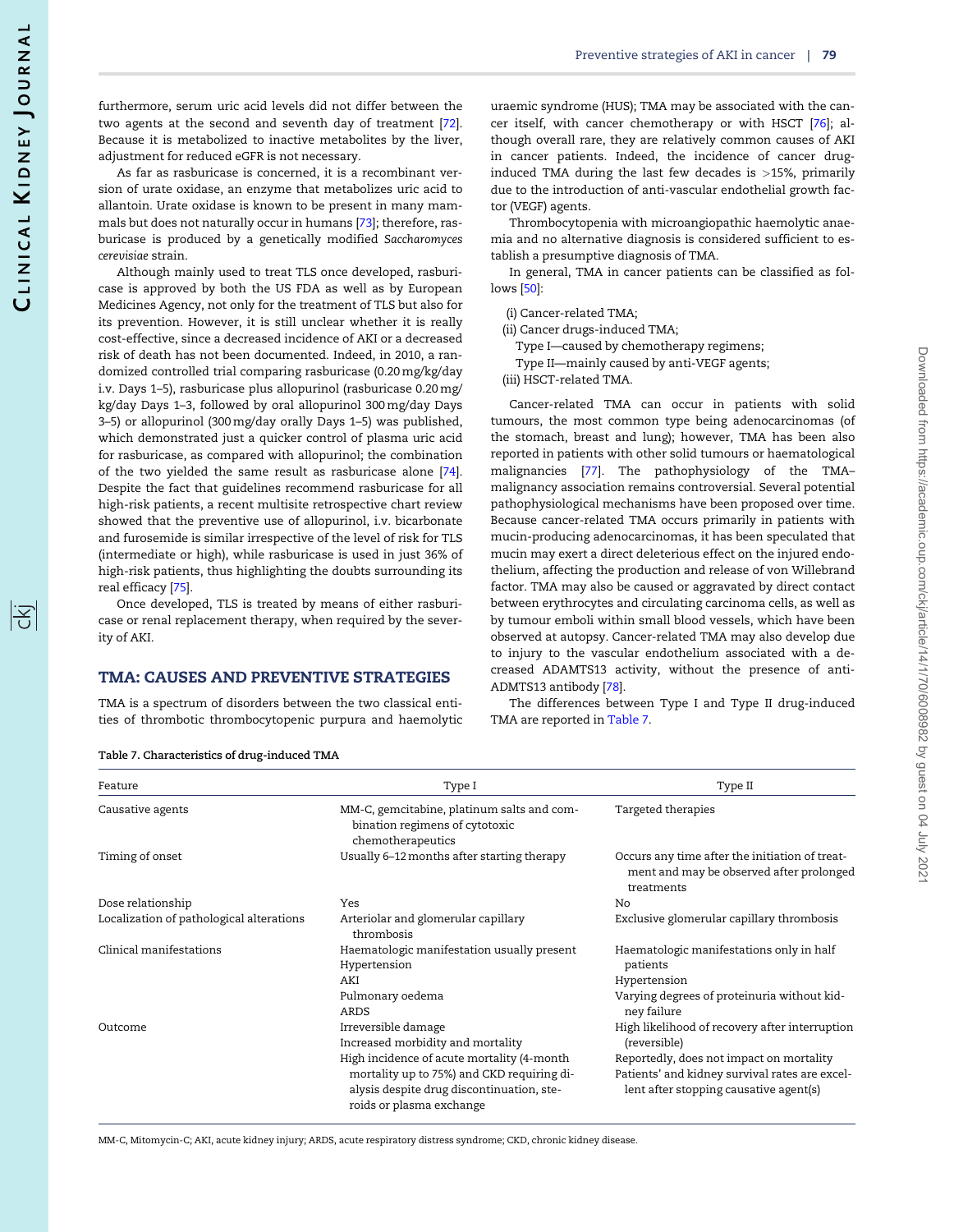furthermore, serum uric acid levels did not differ between the two agents at the second and seventh day of treatment [72]. Because it is metabolized to inactive metabolites by the liver, adjustment for reduced eGFR is not necessary.

As far as rasburicase is concerned, it is a recombinant version of urate oxidase, an enzyme that metabolizes uric acid to allantoin. Urate oxidase is known to be present in many mammals but does not naturally occur in humans [73]; therefore, rasburicase is produced by a genetically modified *Saccharomyces cerevisiae* strain.

Although mainly used to treat TLS once developed, rasburicase is approved by both the US FDA as well as by European Medicines Agency, not only for the treatment of TLS but also for its prevention. However, it is still unclear whether it is really cost-effective, since a decreased incidence of AKI or a decreased risk of death has not been documented. Indeed, in 2010, a randomized controlled trial comparing rasburicase (0.20 mg/kg/day i.v. Days 1–5), rasburicase plus allopurinol (rasburicase 0.20 mg/kg/day Days 1–3, followed by oral allopurinol 300 mg/day Days 3–5) or allopurinol (300 mg/day orally Days 1–5) was published, which demonstrated just a quicker control of plasma uric acid for rasburicase, as compared with allopurinol; the combination of the two yielded the same result as rasburicase alone [74]. Despite the fact that guidelines recommend rasburicase for all high-risk patients, a recent multisite retrospective chart review showed that the preventive use of allopurinol, i.v. bicarbonate and furosemide is similar irrespective of the level of risk for TLS (intermediate or high), while rasburicase is used in just 36% of high-risk patients, thus highlighting the doubts surrounding its real efficacy [75].

Once developed, TLS is treated by means of either rasburicase or renal replacement therapy, when required by the severity of AKI.

## TMA: CAUSES AND PREVENTIVE STRATEGIES

TMA is a spectrum of disorders between the two classical entities of thrombotic thrombocytopenic purpura and haemolytic uraemic syndrome (HUS); TMA may be associated with the cancer itself, with cancer chemotherapy or with HSCT [76]; although overall rare, they are relatively common causes of AKI in cancer patients. Indeed, the incidence of cancer drug-induced TMA during the last few decades is >15%, primarily due to the introduction of anti-vascular endothelial growth factor (VEGF) agents.

Thrombocytopenia with microangiopathic haemolytic anaemia and no alternative diagnosis is considered sufficient to establish a presumptive diagnosis of TMA.

In general, TMA in cancer patients can be classified as follows [50]:

(i) Cancer-related TMA;
(ii) Cancer drugs-induced TMA;
  Type I—caused by chemotherapy regimens;
  Type II—mainly caused by anti-VEGF agents;
(iii) HSCT-related TMA.

Cancer-related TMA can occur in patients with solid tumours, the most common type being adenocarcinomas (of the stomach, breast and lung); however, TMA has been also reported in patients with other solid tumours or haematological malignancies [77]. The pathophysiology of the TMA–malignancy association remains controversial. Several potential pathophysiological mechanisms have been proposed over time. Because cancer-related TMA occurs primarily in patients with mucin-producing adenocarcinomas, it has been speculated that mucin may exert a direct deleterious effect on the injured endothelium, affecting the production and release of von Willebrand factor. TMA may also be caused or aggravated by direct contact between erythrocytes and circulating carcinoma cells, as well as by tumour emboli within small blood vessels, which have been observed at autopsy. Cancer-related TMA may also develop due to injury to the vascular endothelium associated with a decreased ADAMTS13 activity, without the presence of anti-ADMTS13 antibody [78].

The differences between Type I and Type II drug-induced TMA are reported in Table 7.

**Table 7. Characteristics of drug-induced TMA**

| Feature | Type I | Type II |
|---|---|---|
| Causative agents | MM-C, gemcitabine, platinum salts and combination regimens of cytotoxic chemotherapeutics | Targeted therapies |
| Timing of onset | Usually 6–12 months after starting therapy | Occurs any time after the initiation of treatment and may be observed after prolonged treatments |
| Dose relationship | Yes | No |
| Localization of pathological alterations | Arteriolar and glomerular capillary thrombosis | Exclusive glomerular capillary thrombosis |
| Clinical manifestations | Haematologic manifestation usually present<br>Hypertension<br>AKI<br>Pulmonary oedema<br>ARDS | Haematologic manifestations only in half patients<br>Hypertension<br>Varying degrees of proteinuria without kidney failure |
| Outcome | Irreversible damage<br>Increased morbidity and mortality<br>High incidence of acute mortality (4-month mortality up to 75%) and CKD requiring dialysis despite drug discontinuation, steroids or plasma exchange | High likelihood of recovery after interruption (reversible)<br>Reportedly, does not impact on mortality<br>Patients' and kidney survival rates are excellent after stopping causative agent(s) |

MM-C, Mitomycin-C; AKI, acute kidney injury; ARDS, acute respiratory distress syndrome; CKD, chronic kidney disease.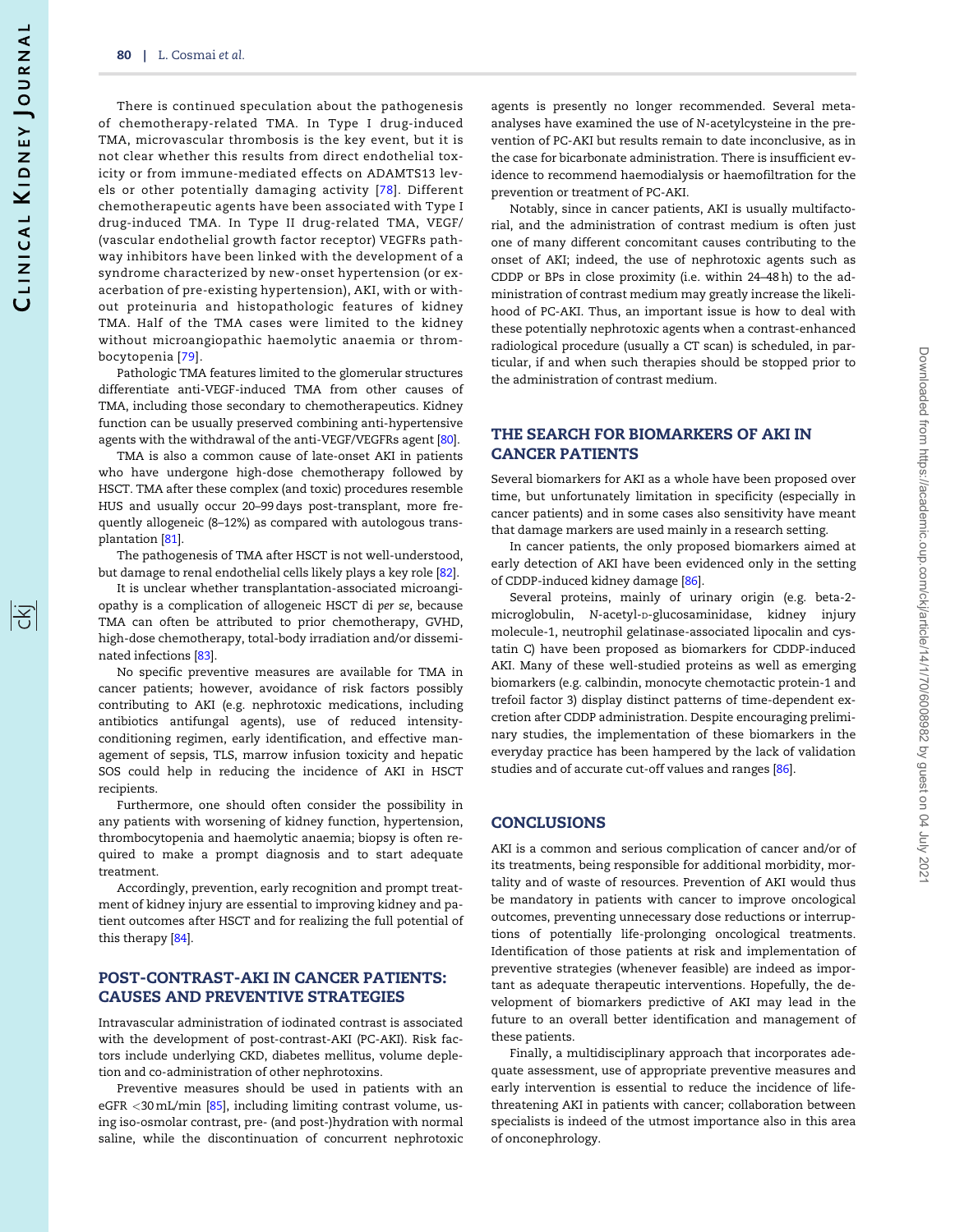There is continued speculation about the pathogenesis of chemotherapy-related TMA. In Type I drug-induced TMA, microvascular thrombosis is the key event, but it is not clear whether this results from direct endothelial toxicity or from immune-mediated effects on ADAMTS13 levels or other potentially damaging activity [78]. Different chemotherapeutic agents have been associated with Type I drug-induced TMA. In Type II drug-related TMA, VEGF/ (vascular endothelial growth factor receptor) VEGFRs pathway inhibitors have been linked with the development of a syndrome characterized by new-onset hypertension (or exacerbation of pre-existing hypertension), AKI, with or without proteinuria and histopathologic features of kidney TMA. Half of the TMA cases were limited to the kidney without microangiopathic haemolytic anaemia or thrombocytopenia [79].

Pathologic TMA features limited to the glomerular structures differentiate anti-VEGF-induced TMA from other causes of TMA, including those secondary to chemotherapeutics. Kidney function can be usually preserved combining anti-hypertensive agents with the withdrawal of the anti-VEGF/VEGFRs agent [80].

TMA is also a common cause of late-onset AKI in patients who have undergone high-dose chemotherapy followed by HSCT. TMA after these complex (and toxic) procedures resemble HUS and usually occur 20–99 days post-transplant, more frequently allogeneic (8–12%) as compared with autologous transplantation [81].

The pathogenesis of TMA after HSCT is not well-understood, but damage to renal endothelial cells likely plays a key role [82].

It is unclear whether transplantation-associated microangiopathy is a complication of allogeneic HSCT di *per se*, because TMA can often be attributed to prior chemotherapy, GVHD, high-dose chemotherapy, total-body irradiation and/or disseminated infections [83].

No specific preventive measures are available for TMA in cancer patients; however, avoidance of risk factors possibly contributing to AKI (e.g. nephrotoxic medications, including antibiotics antifungal agents), use of reduced intensity-conditioning regimen, early identification, and effective management of sepsis, TLS, marrow infusion toxicity and hepatic SOS could help in reducing the incidence of AKI in HSCT recipients.

Furthermore, one should often consider the possibility in any patients with worsening of kidney function, hypertension, thrombocytopenia and haemolytic anaemia; biopsy is often required to make a prompt diagnosis and to start adequate treatment.

Accordingly, prevention, early recognition and prompt treatment of kidney injury are essential to improving kidney and patient outcomes after HSCT and for realizing the full potential of this therapy [84].

## POST-CONTRAST-AKI IN CANCER PATIENTS: CAUSES AND PREVENTIVE STRATEGIES

Intravascular administration of iodinated contrast is associated with the development of post-contrast-AKI (PC-AKI). Risk factors include underlying CKD, diabetes mellitus, volume depletion and co-administration of other nephrotoxins.

Preventive measures should be used in patients with an eGFR <30 mL/min [85], including limiting contrast volume, using iso-osmolar contrast, pre- (and post-)hydration with normal saline, while the discontinuation of concurrent nephrotoxic agents is presently no longer recommended. Several meta-analyses have examined the use of N-acetylcysteine in the prevention of PC-AKI but results remain to date inconclusive, as in the case for bicarbonate administration. There is insufficient evidence to recommend haemodialysis or haemofiltration for the prevention or treatment of PC-AKI.

Notably, since in cancer patients, AKI is usually multifactorial, and the administration of contrast medium is often just one of many different concomitant causes contributing to the onset of AKI; indeed, the use of nephrotoxic agents such as CDDP or BPs in close proximity (i.e. within 24–48 h) to the administration of contrast medium may greatly increase the likelihood of PC-AKI. Thus, an important issue is how to deal with these potentially nephrotoxic agents when a contrast-enhanced radiological procedure (usually a CT scan) is scheduled, in particular, if and when such therapies should be stopped prior to the administration of contrast medium.

## THE SEARCH FOR BIOMARKERS OF AKI IN CANCER PATIENTS

Several biomarkers for AKI as a whole have been proposed over time, but unfortunately limitation in specificity (especially in cancer patients) and in some cases also sensitivity have meant that damage markers are used mainly in a research setting.

In cancer patients, the only proposed biomarkers aimed at early detection of AKI have been evidenced only in the setting of CDDP-induced kidney damage [86].

Several proteins, mainly of urinary origin (e.g. beta-2-microglobulin, N-acetyl-D-glucosaminidase, kidney injury molecule-1, neutrophil gelatinase-associated lipocalin and cystatin C) have been proposed as biomarkers for CDDP-induced AKI. Many of these well-studied proteins as well as emerging biomarkers (e.g. calbindin, monocyte chemotactic protein-1 and trefoil factor 3) display distinct patterns of time-dependent excretion after CDDP administration. Despite encouraging preliminary studies, the implementation of these biomarkers in the everyday practice has been hampered by the lack of validation studies and of accurate cut-off values and ranges [86].

## CONCLUSIONS

AKI is a common and serious complication of cancer and/or of its treatments, being responsible for additional morbidity, mortality and of waste of resources. Prevention of AKI would thus be mandatory in patients with cancer to improve oncological outcomes, preventing unnecessary dose reductions or interruptions of potentially life-prolonging oncological treatments. Identification of those patients at risk and implementation of preventive strategies (whenever feasible) are indeed as important as adequate therapeutic interventions. Hopefully, the development of biomarkers predictive of AKI may lead in the future to an overall better identification and management of these patients.

Finally, a multidisciplinary approach that incorporates adequate assessment, use of appropriate preventive measures and early intervention is essential to reduce the incidence of life-threatening AKI in patients with cancer; collaboration between specialists is indeed of the utmost importance also in this area of onconephrology.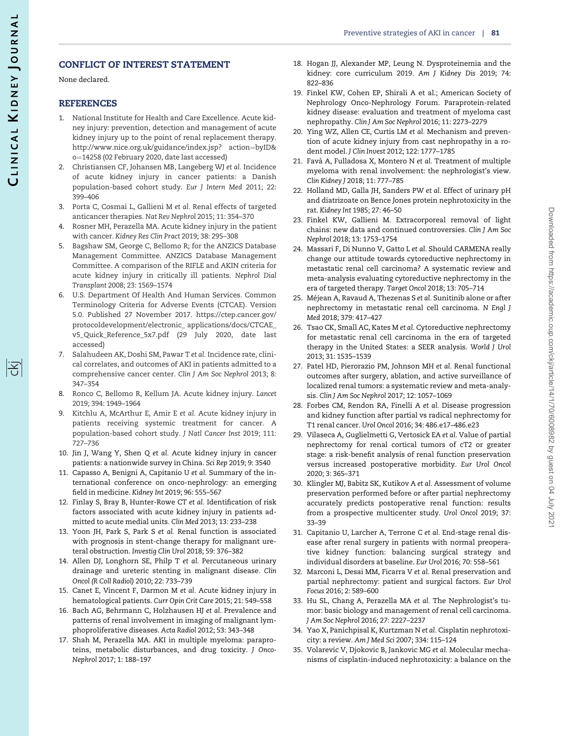## CONFLICT OF INTEREST STATEMENT

None declared.

## REFERENCES

1. National Institute for Health and Care Excellence. Acute kidney injury: prevention, detection and management of acute kidney injury up to the point of renal replacement therapy. http://www.nice.org.uk/guidance/index.jsp? action=byID&o=14258 (02 February 2020, date last accessed)
2. Christiansen CF, Johansen MB, Langeberg WJ *et al.* Incidence of acute kidney injury in cancer patients: a Danish population-based cohort study. *Eur J Intern Med* 2011; 22: 399–406
3. Porta C, Cosmai L, Gallieni M *et al.* Renal effects of targeted anticancer therapies. *Nat Rev Nephrol* 2015; 11: 354–370
4. Rosner MH, Perazella MA. Acute kidney injury in the patient with cancer. *Kidney Res Clin Pract* 2019; 38: 295–308
5. Bagshaw SM, George C, Bellomo R; for the ANZICS Database Management Committee. ANZICS Database Management Committee. A comparison of the RIFLE and AKIN criteria for acute kidney injury in critically ill patients. *Nephrol Dial Transplant* 2008; 23: 1569–1574
6. U.S. Department Of Health And Human Services. Common Terminology Criteria for Adverse Events (CTCAE). Version 5.0. Published 27 November 2017. https://ctep.cancer.gov/protocoldevelopment/electronic_ applications/docs/CTCAE_v5_Quick_Reference_5x7.pdf (29 July 2020, date last accessed)
7. Salahudeen AK, Doshi SM, Pawar T *et al.* Incidence rate, clinical correlates, and outcomes of AKI in patients admitted to a comprehensive cancer center. *Clin J Am Soc Nephrol* 2013; 8: 347–354
8. Ronco C, Bellomo R, Kellum JA. Acute kidney injury. *Lancet* 2019; 394: 1949–1964
9. Kitchlu A, McArthur E, Amir E *et al.* Acute kidney injury in patients receiving systemic treatment for cancer. A population-based cohort study. *J Natl Cancer Inst* 2019; 111: 727–736
10. Jin J, Wang Y, Shen Q *et al.* Acute kidney injury in cancer patients: a nationwide survey in China. *Sci Rep* 2019; 9: 3540
11. Capasso A, Benigni A, Capitanio U *et al.* Summary of the international conference on onco-nephrology: an emerging field in medicine. *Kidney Int* 2019; 96: 555–567
12. Finlay S, Bray B, Hunter-Rowe CT *et al.* Identification of risk factors associated with acute kidney injury in patients admitted to acute medial units. *Clin Med* 2013; 13: 233–238
13. Yoon JH, Park S, Park S *et al.* Renal function is associated with prognosis in stent-change therapy for malignant ureteral obstruction. *Investig Clin Urol* 2018; 59: 376–382
14. Allen DJ, Longhorn SE, Philp T *et al.* Percutaneous urinary drainage and ureteric stenting in malignant disease. *Clin Oncol (R Coll Radiol)* 2010; 22: 733–739
15. Canet E, Vincent F, Darmon M *et al.* Acute kidney injury in hematological patients. *Curr Opin Crit Care* 2015; 21: 549–558
16. Bach AG, Behrmann C, Holzhausen HJ *et al.* Prevalence and patterns of renal involvement in imaging of malignant lymphoproliferative diseases. *Acta Radiol* 2012; 53: 343–348
17. Shah M, Perazella MA. AKI in multiple myeloma: paraproteins, metabolic disturbances, and drug toxicity. *J Onco-Nephrol* 2017; 1: 188–197
18. Hogan JJ, Alexander MP, Leung N. Dysproteinemia and the kidney: core curriculum 2019. *Am J Kidney Dis* 2019; 74: 822–836
19. Finkel KW, Cohen EP, Shirali A et al.; American Society of Nephrology Onco-Nephrology Forum. Paraprotein-related kidney disease: evaluation and treatment of myeloma cast nephropathy. *Clin J Am Soc Nephrol* 2016; 11: 2273–2279
20. Ying WZ, Allen CE, Curtis LM *et al.* Mechanism and prevention of acute kidney injury from cast nephropathy in a rodent model. *J Clin Invest* 2012; 122: 1777–1785
21. Favà A, Fulladosa X, Montero N *et al.* Treatment of multiple myeloma with renal involvement: the nephrologist's view. *Clin Kidney J* 2018; 11: 777–785
22. Holland MD, Galla JH, Sanders PW *et al.* Effect of urinary pH and diatrizoate on Bence Jones protein nephrotoxicity in the rat. *Kidney Int* 1985; 27: 46–50
23. Finkel KW, Gallieni M. Extracorporeal removal of light chains: new data and continued controversies. *Clin J Am Soc Nephrol* 2018; 13: 1753–1754
24. Massari F, Di Nunno V, Gatto L *et al.* Should CARMENA really change our attitude towards cytoreductive nephrectomy in metastatic renal cell carcinoma? A systematic review and meta-analysis evaluating cytoreductive nephrectomy in the era of targeted therapy. *Target Oncol* 2018; 13: 705–714
25. Méjean A, Ravaud A, Thezenas S *et al.* Sunitinib alone or after nephrectomy in metastatic renal cell carcinoma. *N Engl J Med* 2018; 379: 417–427
26. Tsao CK, Small AC, Kates M *et al.* Cytoreductive nephrectomy for metastatic renal cell carcinoma in the era of targeted therapy in the United States: a SEER analysis. *World J Urol* 2013; 31: 1535–1539
27. Patel HD, Pierorazio PM, Johnson MH *et al.* Renal functional outcomes after surgery, ablation, and active surveillance of localized renal tumors: a systematic review and meta-analysis. *Clin J Am Soc Nephrol* 2017; 12: 1057–1069
28. Forbes CM, Rendon RA, Finelli A *et al.* Disease progression and kidney function after partial vs radical nephrectomy for T1 renal cancer. *Urol Oncol* 2016; 34: 486.e17–486.e23
29. Vilaseca A, Guglielmetti G, Vertosick EA *et al.* Value of partial nephrectomy for renal cortical tumors of cT2 or greater stage: a risk-benefit analysis of renal function preservation versus increased postoperative morbidity. *Eur Urol Oncol* 2020; 3: 365–371
30. Klingler MJ, Babitz SK, Kutikov A *et al.* Assessment of volume preservation performed before or after partial nephrectomy accurately predicts postoperative renal function: results from a prospective multicenter study. *Urol Oncol* 2019; 37: 33–39
31. Capitanio U, Larcher A, Terrone C *et al.* End-stage renal disease after renal surgery in patients with normal preoperative kidney function: balancing surgical strategy and individual disorders at baseline. *Eur Urol* 2016; 70: 558–561
32. Marconi L, Desai MM, Ficarra V *et al.* Renal preservation and partial nephrectomy: patient and surgical factors. *Eur Urol Focus* 2016; 2: 589–600
33. Hu SL, Chang A, Perazella MA *et al.* The Nephrologist's tumor: basic biology and management of renal cell carcinoma. *J Am Soc Nephrol* 2016; 27: 2227–2237
34. Yao X, Panichpisal K, Kurtzman N *et al.* Cisplatin nephrotoxicity: a review. *Am J Med Sci* 2007; 334: 115–124
35. Volarevic V, Djokovic B, Jankovic MG *et al.* Molecular mechanisms of cisplatin-induced nephrotoxicity: a balance on the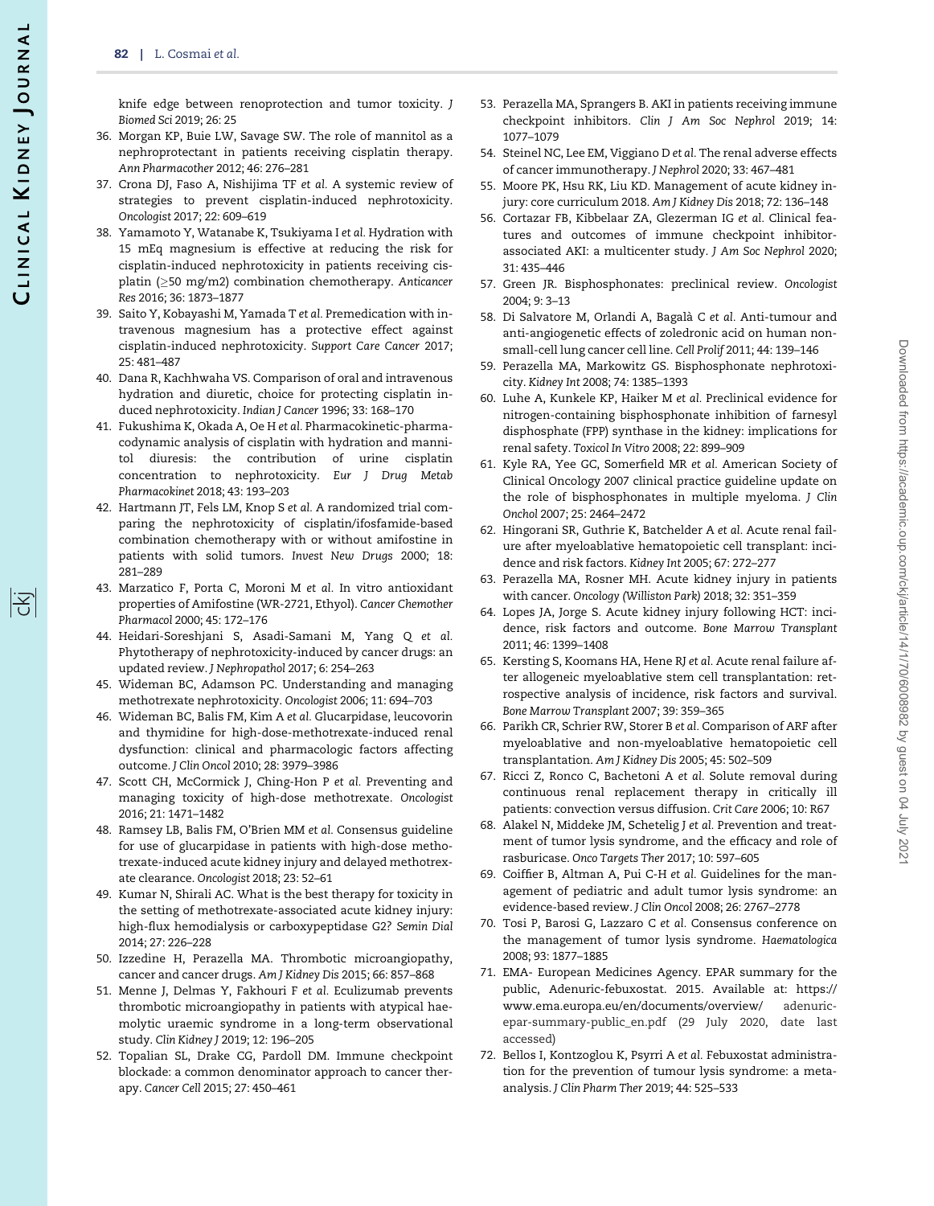knife edge between renoprotection and tumor toxicity. *J Biomed Sci* 2019; 26: 25

36. Morgan KP, Buie LW, Savage SW. The role of mannitol as a nephroprotectant in patients receiving cisplatin therapy. *Ann Pharmacother* 2012; 46: 276–281
37. Crona DJ, Faso A, Nishijima TF *et al.* A systemic review of strategies to prevent cisplatin-induced nephrotoxicity. *Oncologist* 2017; 22: 609–619
38. Yamamoto Y, Watanabe K, Tsukiyama I *et al.* Hydration with 15 mEq magnesium is effective at reducing the risk for cisplatin-induced nephrotoxicity in patients receiving cisplatin (≥50 mg/m2) combination chemotherapy. *Anticancer Res* 2016; 36: 1873–1877
39. Saito Y, Kobayashi M, Yamada T *et al.* Premedication with intravenous magnesium has a protective effect against cisplatin-induced nephrotoxicity. *Support Care Cancer* 2017; 25: 481–487
40. Dana R, Kachhwaha VS. Comparison of oral and intravenous hydration and diuretic, choice for protecting cisplatin induced nephrotoxicity. *Indian J Cancer* 1996; 33: 168–170
41. Fukushima K, Okada A, Oe H *et al.* Pharmacokinetic-pharmacodynamic analysis of cisplatin with hydration and mannitol diuresis: the contribution of urine cisplatin concentration to nephrotoxicity. *Eur J Drug Metab Pharmacokinet* 2018; 43: 193–203
42. Hartmann JT, Fels LM, Knop S *et al.* A randomized trial comparing the nephrotoxicity of cisplatin/ifosfamide-based combination chemotherapy with or without amifostine in patients with solid tumors. *Invest New Drugs* 2000; 18: 281–289
43. Marzatico F, Porta C, Moroni M *et al.* In vitro antioxidant properties of Amifostine (WR-2721, Ethyol). *Cancer Chemother Pharmacol* 2000; 45: 172–176
44. Heidari-Soreshjani S, Asadi-Samani M, Yang Q *et al.* Phytotherapy of nephrotoxicity-induced by cancer drugs: an updated review. *J Nephropathol* 2017; 6: 254–263
45. Wideman BC, Adamson PC. Understanding and managing methotrexate nephrotoxicity. *Oncologist* 2006; 11: 694–703
46. Wideman BC, Balis FM, Kim A *et al.* Glucarpidase, leucovorin and thymidine for high-dose-methotrexate-induced renal dysfunction: clinical and pharmacologic factors affecting outcome. *J Clin Oncol* 2010; 28: 3979–3986
47. Scott CH, McCormick J, Ching-Hon P *et al.* Preventing and managing toxicity of high-dose methotrexate. *Oncologist* 2016; 21: 1471–1482
48. Ramsey LB, Balis FM, O'Brien MM *et al.* Consensus guideline for use of glucarpidase in patients with high-dose methotrexate-induced acute kidney injury and delayed methotrexate clearance. *Oncologist* 2018; 23: 52–61
49. Kumar N, Shirali AC. What is the best therapy for toxicity in the setting of methotrexate-associated acute kidney injury: high-flux hemodialysis or carboxypeptidase G2? *Semin Dial* 2014; 27: 226–228
50. Izzedine H, Perazella MA. Thrombotic microangiopathy, cancer and cancer drugs. *Am J Kidney Dis* 2015; 66: 857–868
51. Menne J, Delmas Y, Fakhouri F *et al.* Eculizumab prevents thrombotic microangiopathy in patients with atypical haemolytic uraemic syndrome in a long-term observational study. *Clin Kidney J* 2019; 12: 196–205
52. Topalian SL, Drake CG, Pardoll DM. Immune checkpoint blockade: a common denominator approach to cancer therapy. *Cancer Cell* 2015; 27: 450–461
53. Perazella MA, Sprangers B. AKI in patients receiving immune checkpoint inhibitors. *Clin J Am Soc Nephrol* 2019; 14: 1077–1079
54. Steinel NC, Lee EM, Viggiano D *et al.* The renal adverse effects of cancer immunotherapy. *J Nephrol* 2020; 33: 467–481
55. Moore PK, Hsu RK, Liu KD. Management of acute kidney injury: core curriculum 2018. *Am J Kidney Dis* 2018; 72: 136–148
56. Cortazar FB, Kibbelaar ZA, Glezerman IG *et al.* Clinical features and outcomes of immune checkpoint inhibitor-associated AKI: a multicenter study. *J Am Soc Nephrol* 2020; 31: 435–446
57. Green JR. Bisphosphonates: preclinical review. *Oncologist* 2004; 9: 3–13
58. Di Salvatore M, Orlandi A, Bagalà C *et al.* Anti-tumour and anti-angiogenetic effects of zoledronic acid on human non-small-cell lung cancer cell line. *Cell Prolif* 2011; 44: 139–146
59. Perazella MA, Markowitz GS. Bisphosphonate nephrotoxicity. *Kidney Int* 2008; 74: 1385–1393
60. Luhe A, Kunkele KP, Haiker M *et al.* Preclinical evidence for nitrogen-containing bisphosphonate inhibition of farnesyl disphosphate (FPP) synthase in the kidney: implications for renal safety. *Toxicol In Vitro* 2008; 22: 899–909
61. Kyle RA, Yee GC, Somerfield MR *et al.* American Society of Clinical Oncology 2007 clinical practice guideline update on the role of bisphosphonates in multiple myeloma. *J Clin Onchol* 2007; 25: 2464–2472
62. Hingorani SR, Guthrie K, Batchelder A *et al.* Acute renal failure after myeloablative hematopoietic cell transplant: incidence and risk factors. *Kidney Int* 2005; 67: 272–277
63. Perazella MA, Rosner MH. Acute kidney injury in patients with cancer. *Oncology (Williston Park)* 2018; 32: 351–359
64. Lopes JA, Jorge S. Acute kidney injury following HCT: incidence, risk factors and outcome. *Bone Marrow Transplant* 2011; 46: 1399–1408
65. Kersting S, Koomans HA, Hene RJ *et al.* Acute renal failure after allogeneic myeloablative stem cell transplantation: retrospective analysis of incidence, risk factors and survival. *Bone Marrow Transplant* 2007; 39: 359–365
66. Parikh CR, Schrier RW, Storer B *et al.* Comparison of ARF after myeloablative and non-myeloablative hematopoietic cell transplantation. *Am J Kidney Dis* 2005; 45: 502–509
67. Ricci Z, Ronco C, Bachetoni A *et al.* Solute removal during continuous renal replacement therapy in critically ill patients: convection versus diffusion. *Crit Care* 2006; 10: R67
68. Alakel N, Middeke JM, Schetelig J *et al.* Prevention and treatment of tumor lysis syndrome, and the efficacy and role of rasburicase. *Onco Targets Ther* 2017; 10: 597–605
69. Coiffier B, Altman A, Pui C-H *et al.* Guidelines for the management of pediatric and adult tumor lysis syndrome: an evidence-based review. *J Clin Oncol* 2008; 26: 2767–2778
70. Tosi P, Barosi G, Lazzaro C *et al.* Consensus conference on the management of tumor lysis syndrome. *Haematologica* 2008; 93: 1877–1885
71. EMA- European Medicines Agency. EPAR summary for the public, Adenuric-febuxostat. 2015. Available at: https://www.ema.europa.eu/en/documents/overview/adenuric-epar-summary-public_en.pdf (29 July 2020, date last accessed)
72. Bellos I, Kontzoglou K, Psyrri A *et al.* Febuxostat administration for the prevention of tumour lysis syndrome: a meta-analysis. *J Clin Pharm Ther* 2019; 44: 525–533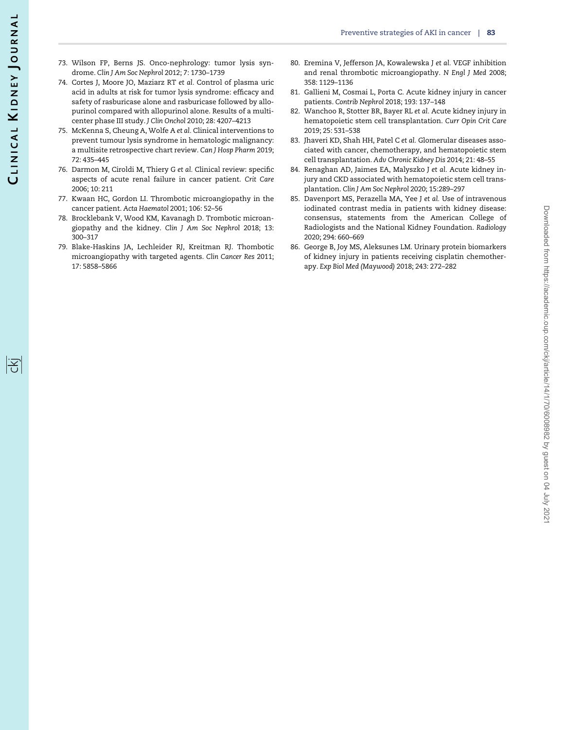73. Wilson FP, Berns JS. Onco-nephrology: tumor lysis syndrome. *Clin J Am Soc Nephrol* 2012; 7: 1730–1739
74. Cortes J, Moore JO, Maziarz RT *et al*. Control of plasma uric acid in adults at risk for tumor lysis syndrome: efficacy and safety of rasburicase alone and rasburicase followed by allopurinol compared with allopurinol alone. Results of a multicenter phase III study. *J Clin Onchol* 2010; 28: 4207–4213
75. McKenna S, Cheung A, Wolfe A *et al*. Clinical interventions to prevent tumour lysis syndrome in hematologic malignancy: a multisite retrospective chart review. *Can J Hosp Pharm* 2019; 72: 435–445
76. Darmon M, Ciroldi M, Thiery G *et al*. Clinical review: specific aspects of acute renal failure in cancer patient. *Crit Care* 2006; 10: 211
77. Kwaan HC, Gordon LI. Thrombotic microangiopathy in the cancer patient. *Acta Haematol* 2001; 106: 52–56
78. Brocklebank V, Wood KM, Kavanagh D. Trombotic microangiopathy and the kidney. *Clin J Am Soc Nephrol* 2018; 13: 300–317
79. Blake-Haskins JA, Lechleider RJ, Kreitman RJ. Thombotic microangiopathy with targeted agents. *Clin Cancer Res* 2011; 17: 5858–5866
80. Eremina V, Jefferson JA, Kowalewska J *et al*. VEGF inhibition and renal thrombotic microangiopathy. *N Engl J Med* 2008; 358: 1129–1136
81. Gallieni M, Cosmai L, Porta C. Acute kidney injury in cancer patients. *Contrib Nephrol* 2018; 193: 137–148
82. Wanchoo R, Stotter BR, Bayer RL *et al*. Acute kidney injury in hematopoietic stem cell transplantation. *Curr Opin Crit Care* 2019; 25: 531–538
83. Jhaveri KD, Shah HH, Patel C *et al*. Glomerular diseases associated with cancer, chemotherapy, and hematopoietic stem cell transplantation. *Adv Chronic Kidney Dis* 2014; 21: 48–55
84. Renaghan AD, Jaimes EA, Malyszko J *et al*. Acute kidney injury and CKD associated with hematopoietic stem cell transplantation. *Clin J Am Soc Nephrol* 2020; 15:289–297
85. Davenport MS, Perazella MA, Yee J *et al*. Use of intravenous iodinated contrast media in patients with kidney disease: consensus, statements from the American College of Radiologists and the National Kidney Foundation. *Radiology* 2020; 294: 660–669
86. George B, Joy MS, Aleksunes LM. Urinary protein biomarkers of kidney injury in patients receiving cisplatin chemotherapy. *Exp Biol Med (Maywood)* 2018; 243: 272–282